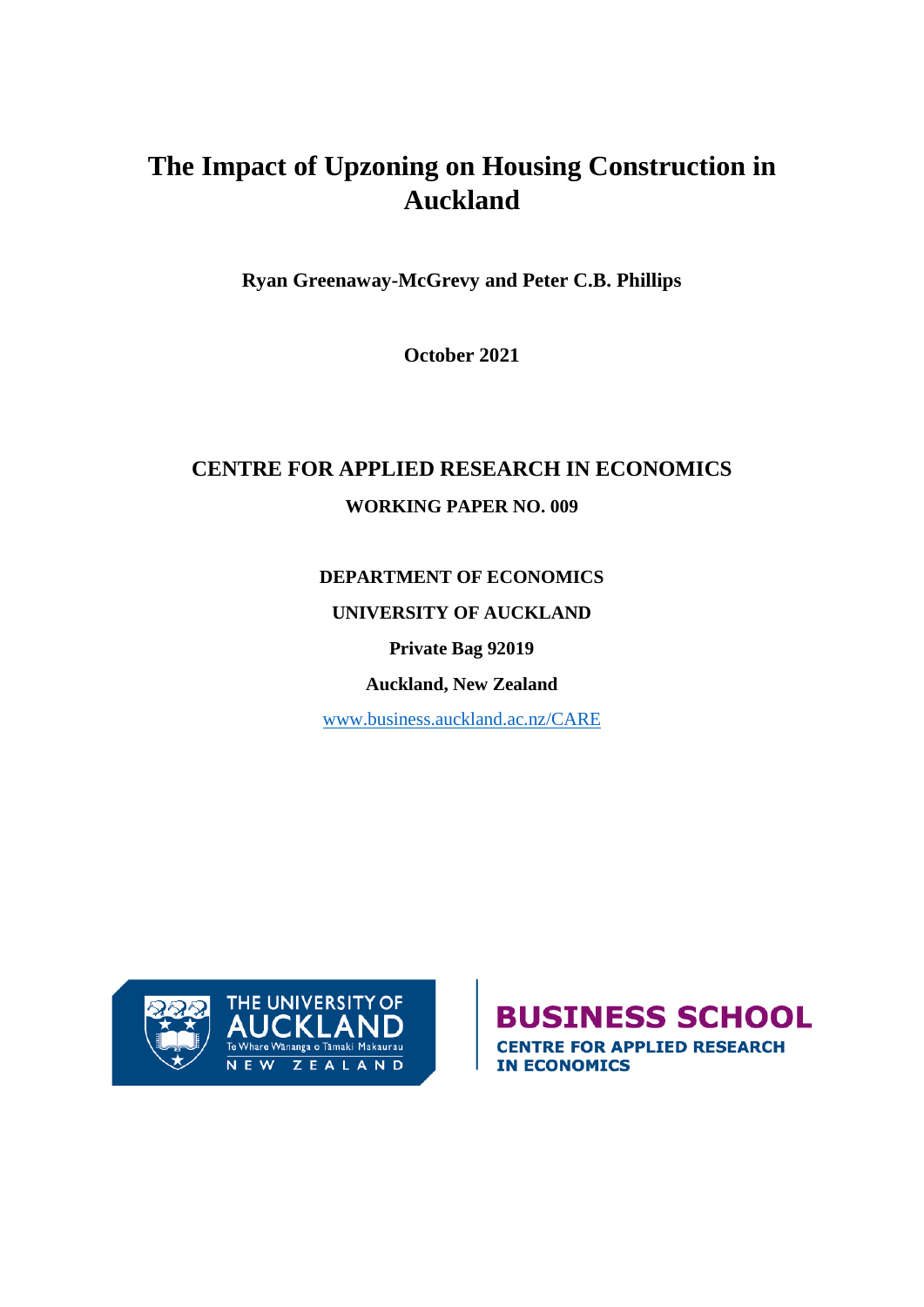# The Impact of Upzoning on Housing Construction in Auckland

**Ryan Greenaway-McGrevy and Peter C.B. Phillips**

**October 2021**

## CENTRE FOR APPLIED RESEARCH IN ECONOMICS

**WORKING PAPER NO. 009**

**DEPARTMENT OF ECONOMICS**

**UNIVERSITY OF AUCKLAND**

**Private Bag 92019**

**Auckland, New Zealand**

www.business.auckland.ac.nz/CARE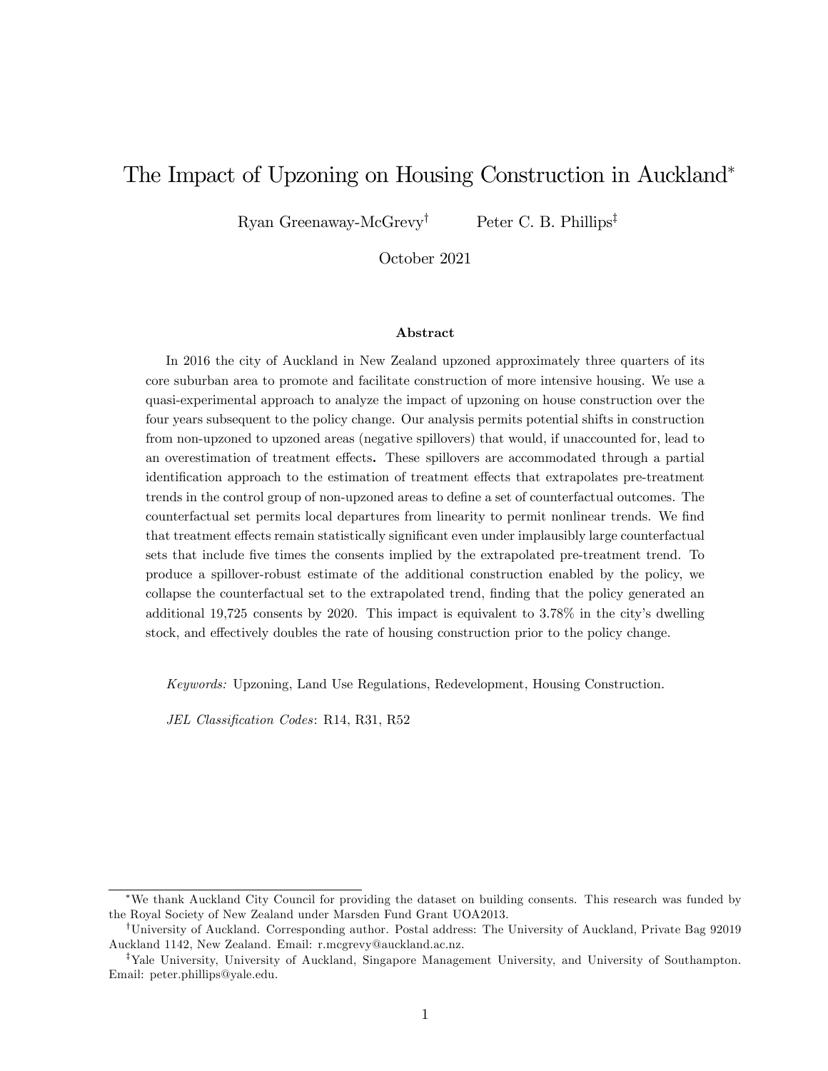# The Impact of Upzoning on Housing Construction in Auckland[*]

Ryan Greenaway-McGrevy[†] Peter C. B. Phillips[‡]

October 2021

### Abstract

In 2016 the city of Auckland in New Zealand upzoned approximately three quarters of its core suburban area to promote and facilitate construction of more intensive housing. We use a quasi-experimental approach to analyze the impact of upzoning on house construction over the four years subsequent to the policy change. Our analysis permits potential shifts in construction from non-upzoned to upzoned areas (negative spillovers) that would, if unaccounted for, lead to an overestimation of treatment effects**.** These spillovers are accommodated through a partial identification approach to the estimation of treatment effects that extrapolates pre-treatment trends in the control group of non-upzoned areas to define a set of counterfactual outcomes. The counterfactual set permits local departures from linearity to permit nonlinear trends. We find that treatment effects remain statistically significant even under implausibly large counterfactual sets that include five times the consents implied by the extrapolated pre-treatment trend. To produce a spillover-robust estimate of the additional construction enabled by the policy, we collapse the counterfactual set to the extrapolated trend, finding that the policy generated an additional 19,725 consents by 2020. This impact is equivalent to 3.78% in the city's dwelling stock, and effectively doubles the rate of housing construction prior to the policy change.

*Keywords:* Upzoning, Land Use Regulations, Redevelopment, Housing Construction.

*JEL Classification Codes*: R14, R31, R52

---

[*] We thank Auckland City Council for providing the dataset on building consents. This research was funded by the Royal Society of New Zealand under Marsden Fund Grant UOA2013.

[†] University of Auckland. Corresponding author. Postal address: The University of Auckland, Private Bag 92019 Auckland 1142, New Zealand. Email: r.mcgrevy@auckland.ac.nz.

[‡] Yale University, University of Auckland, Singapore Management University, and University of Southampton. Email: peter.phillips@yale.edu.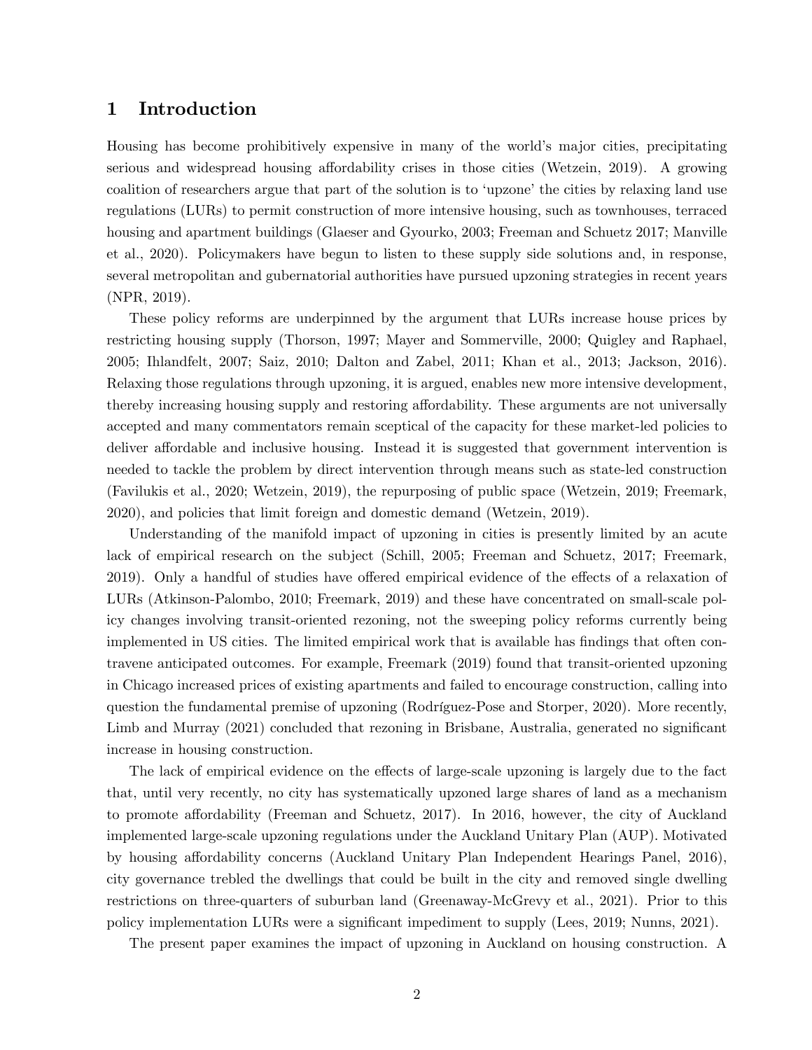## 1 Introduction

Housing has become prohibitively expensive in many of the world's major cities, precipitating serious and widespread housing affordability crises in those cities (Wetzein, 2019). A growing coalition of researchers argue that part of the solution is to 'upzone' the cities by relaxing land use regulations (LURs) to permit construction of more intensive housing, such as townhouses, terraced housing and apartment buildings (Glaeser and Gyourko, 2003; Freeman and Schuetz 2017; Manville et al., 2020). Policymakers have begun to listen to these supply side solutions and, in response, several metropolitan and gubernatorial authorities have pursued upzoning strategies in recent years (NPR, 2019).

These policy reforms are underpinned by the argument that LURs increase house prices by restricting housing supply (Thorson, 1997; Mayer and Sommerville, 2000; Quigley and Raphael, 2005; Ihlandfelt, 2007; Saiz, 2010; Dalton and Zabel, 2011; Khan et al., 2013; Jackson, 2016). Relaxing those regulations through upzoning, it is argued, enables new more intensive development, thereby increasing housing supply and restoring affordability. These arguments are not universally accepted and many commentators remain sceptical of the capacity for these market-led policies to deliver affordable and inclusive housing. Instead it is suggested that government intervention is needed to tackle the problem by direct intervention through means such as state-led construction (Favilukis et al., 2020; Wetzein, 2019), the repurposing of public space (Wetzein, 2019; Freemark, 2020), and policies that limit foreign and domestic demand (Wetzein, 2019).

Understanding of the manifold impact of upzoning in cities is presently limited by an acute lack of empirical research on the subject (Schill, 2005; Freeman and Schuetz, 2017; Freemark, 2019). Only a handful of studies have offered empirical evidence of the effects of a relaxation of LURs (Atkinson-Palombo, 2010; Freemark, 2019) and these have concentrated on small-scale policy changes involving transit-oriented rezoning, not the sweeping policy reforms currently being implemented in US cities. The limited empirical work that is available has findings that often contravene anticipated outcomes. For example, Freemark (2019) found that transit-oriented upzoning in Chicago increased prices of existing apartments and failed to encourage construction, calling into question the fundamental premise of upzoning (Rodríguez-Pose and Storper, 2020). More recently, Limb and Murray (2021) concluded that rezoning in Brisbane, Australia, generated no significant increase in housing construction.

The lack of empirical evidence on the effects of large-scale upzoning is largely due to the fact that, until very recently, no city has systematically upzoned large shares of land as a mechanism to promote affordability (Freeman and Schuetz, 2017). In 2016, however, the city of Auckland implemented large-scale upzoning regulations under the Auckland Unitary Plan (AUP). Motivated by housing affordability concerns (Auckland Unitary Plan Independent Hearings Panel, 2016), city governance trebled the dwellings that could be built in the city and removed single dwelling restrictions on three-quarters of suburban land (Greenaway-McGrevy et al., 2021). Prior to this policy implementation LURs were a significant impediment to supply (Lees, 2019; Nunns, 2021).

The present paper examines the impact of upzoning in Auckland on housing construction. A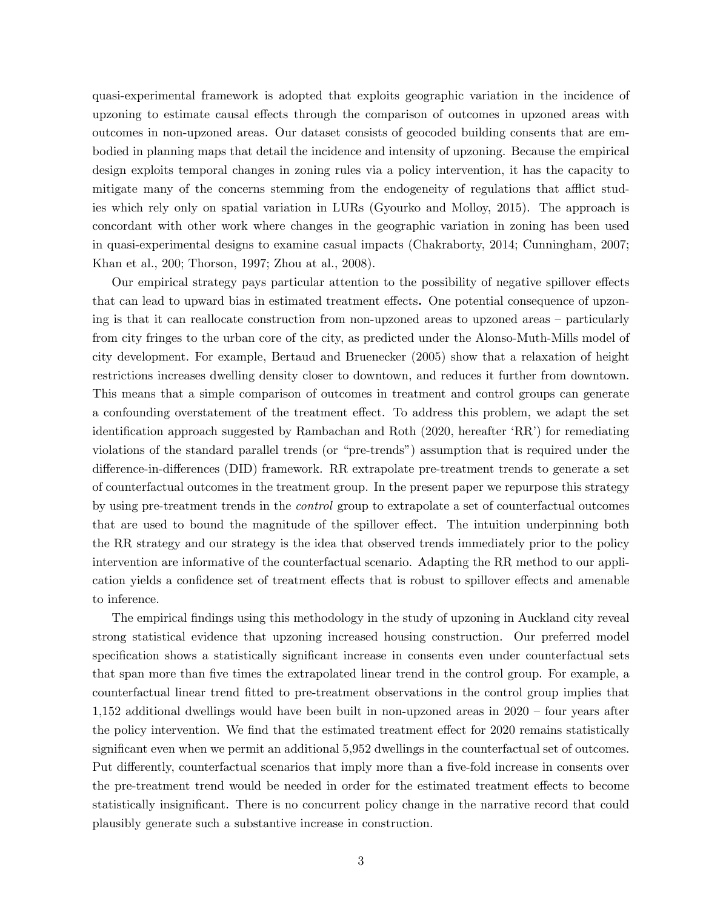quasi-experimental framework is adopted that exploits geographic variation in the incidence of upzoning to estimate causal effects through the comparison of outcomes in upzoned areas with outcomes in non-upzoned areas. Our dataset consists of geocoded building consents that are embodied in planning maps that detail the incidence and intensity of upzoning. Because the empirical design exploits temporal changes in zoning rules via a policy intervention, it has the capacity to mitigate many of the concerns stemming from the endogeneity of regulations that afflict studies which rely only on spatial variation in LURs (Gyourko and Molloy, 2015). The approach is concordant with other work where changes in the geographic variation in zoning has been used in quasi-experimental designs to examine casual impacts (Chakraborty, 2014; Cunningham, 2007; Khan et al., 200; Thorson, 1997; Zhou at al., 2008).

Our empirical strategy pays particular attention to the possibility of negative spillover effects that can lead to upward bias in estimated treatment effects**.** One potential consequence of upzoning is that it can reallocate construction from non-upzoned areas to upzoned areas – particularly from city fringes to the urban core of the city, as predicted under the Alonso-Muth-Mills model of city development. For example, Bertaud and Bruenecker (2005) show that a relaxation of height restrictions increases dwelling density closer to downtown, and reduces it further from downtown. This means that a simple comparison of outcomes in treatment and control groups can generate a confounding overstatement of the treatment effect. To address this problem, we adapt the set identification approach suggested by Rambachan and Roth (2020, hereafter 'RR') for remediating violations of the standard parallel trends (or "pre-trends") assumption that is required under the difference-in-differences (DID) framework. RR extrapolate pre-treatment trends to generate a set of counterfactual outcomes in the treatment group. In the present paper we repurpose this strategy by using pre-treatment trends in the *control* group to extrapolate a set of counterfactual outcomes that are used to bound the magnitude of the spillover effect. The intuition underpinning both the RR strategy and our strategy is the idea that observed trends immediately prior to the policy intervention are informative of the counterfactual scenario. Adapting the RR method to our application yields a confidence set of treatment effects that is robust to spillover effects and amenable to inference.

The empirical findings using this methodology in the study of upzoning in Auckland city reveal strong statistical evidence that upzoning increased housing construction. Our preferred model specification shows a statistically significant increase in consents even under counterfactual sets that span more than five times the extrapolated linear trend in the control group. For example, a counterfactual linear trend fitted to pre-treatment observations in the control group implies that 1,152 additional dwellings would have been built in non-upzoned areas in 2020 – four years after the policy intervention. We find that the estimated treatment effect for 2020 remains statistically significant even when we permit an additional 5,952 dwellings in the counterfactual set of outcomes. Put differently, counterfactual scenarios that imply more than a five-fold increase in consents over the pre-treatment trend would be needed in order for the estimated treatment effects to become statistically insignificant. There is no concurrent policy change in the narrative record that could plausibly generate such a substantive increase in construction.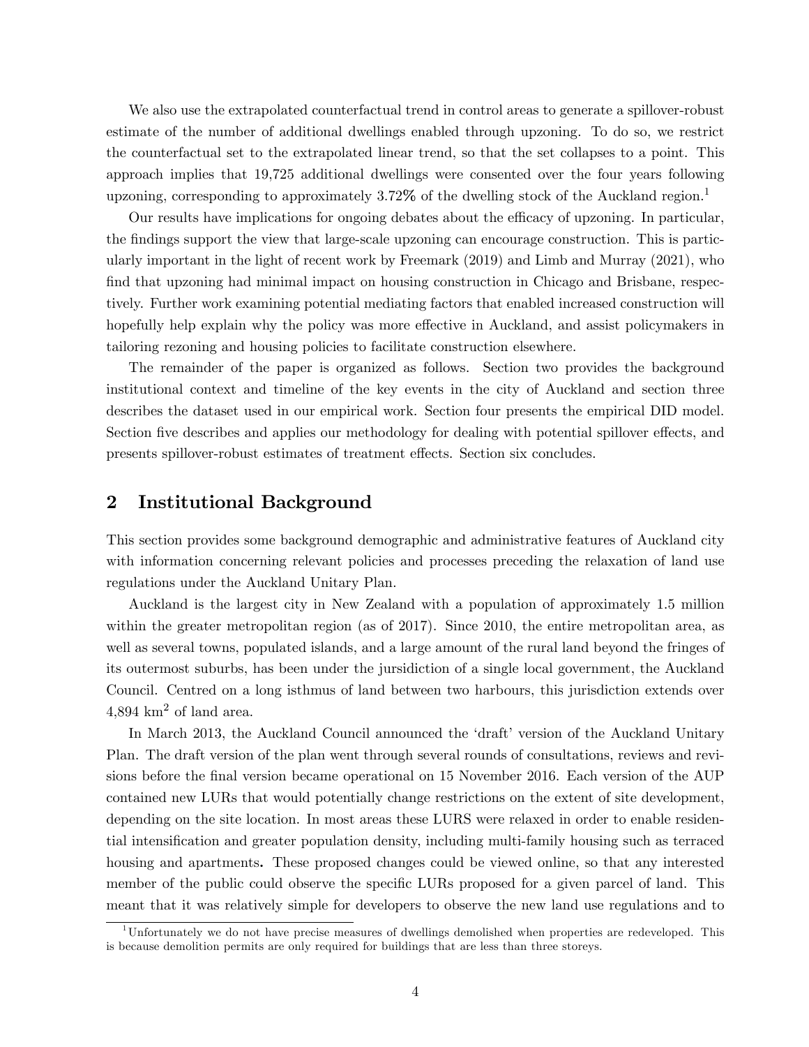We also use the extrapolated counterfactual trend in control areas to generate a spillover-robust estimate of the number of additional dwellings enabled through upzoning. To do so, we restrict the counterfactual set to the extrapolated linear trend, so that the set collapses to a point. This approach implies that 19,725 additional dwellings were consented over the four years following upzoning, corresponding to approximately 3.72% of the dwelling stock of the Auckland region.[1]

Our results have implications for ongoing debates about the efficacy of upzoning. In particular, the findings support the view that large-scale upzoning can encourage construction. This is particularly important in the light of recent work by Freemark (2019) and Limb and Murray (2021), who find that upzoning had minimal impact on housing construction in Chicago and Brisbane, respectively. Further work examining potential mediating factors that enabled increased construction will hopefully help explain why the policy was more effective in Auckland, and assist policymakers in tailoring rezoning and housing policies to facilitate construction elsewhere.

The remainder of the paper is organized as follows. Section two provides the background institutional context and timeline of the key events in the city of Auckland and section three describes the dataset used in our empirical work. Section four presents the empirical DID model. Section five describes and applies our methodology for dealing with potential spillover effects, and presents spillover-robust estimates of treatment effects. Section six concludes.

## 2 Institutional Background

This section provides some background demographic and administrative features of Auckland city with information concerning relevant policies and processes preceding the relaxation of land use regulations under the Auckland Unitary Plan.

Auckland is the largest city in New Zealand with a population of approximately 1.5 million within the greater metropolitan region (as of 2017). Since 2010, the entire metropolitan area, as well as several towns, populated islands, and a large amount of the rural land beyond the fringes of its outermost suburbs, has been under the jursidiction of a single local government, the Auckland Council. Centred on a long isthmus of land between two harbours, this jurisdiction extends over 4,894 km$^2$ of land area.

In March 2013, the Auckland Council announced the 'draft' version of the Auckland Unitary Plan. The draft version of the plan went through several rounds of consultations, reviews and revisions before the final version became operational on 15 November 2016. Each version of the AUP contained new LURs that would potentially change restrictions on the extent of site development, depending on the site location. In most areas these LURS were relaxed in order to enable residential intensification and greater population density, including multi-family housing such as terraced housing and apartments. These proposed changes could be viewed online, so that any interested member of the public could observe the specific LURs proposed for a given parcel of land. This meant that it was relatively simple for developers to observe the new land use regulations and to

[1] Unfortunately we do not have precise measures of dwellings demolished when properties are redeveloped. This is because demolition permits are only required for buildings that are less than three storeys.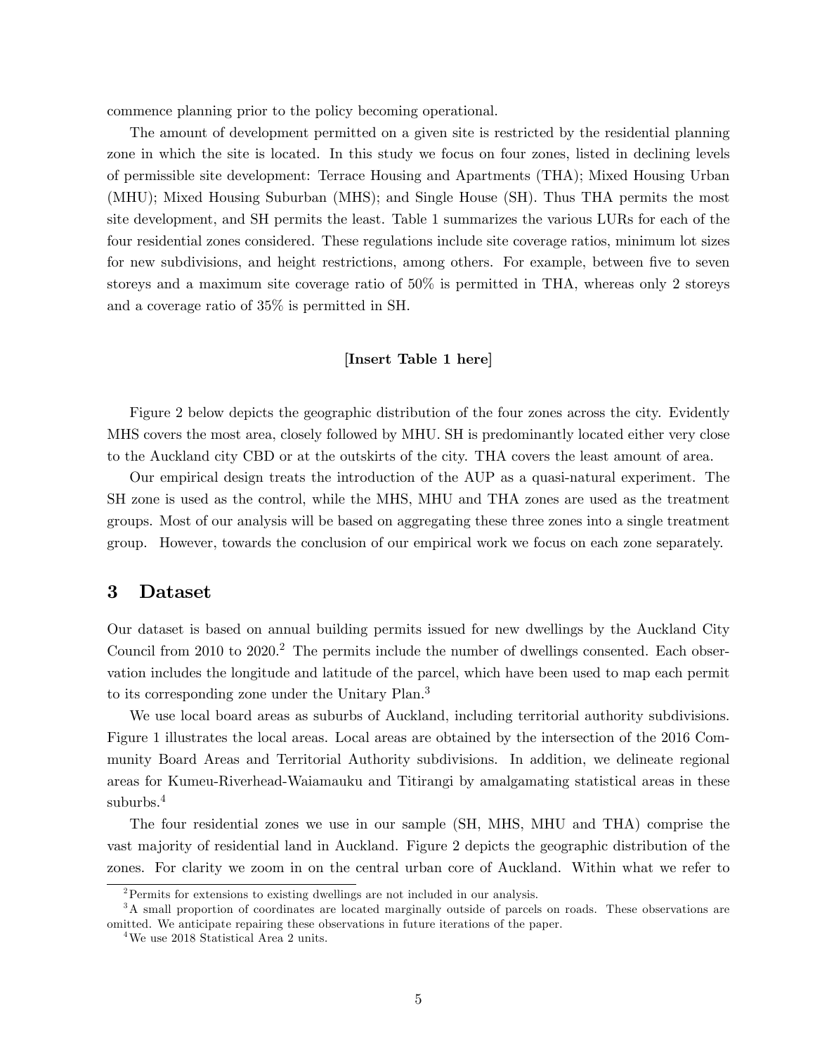commence planning prior to the policy becoming operational.

The amount of development permitted on a given site is restricted by the residential planning zone in which the site is located. In this study we focus on four zones, listed in declining levels of permissible site development: Terrace Housing and Apartments (THA); Mixed Housing Urban (MHU); Mixed Housing Suburban (MHS); and Single House (SH). Thus THA permits the most site development, and SH permits the least. Table 1 summarizes the various LURs for each of the four residential zones considered. These regulations include site coverage ratios, minimum lot sizes for new subdivisions, and height restrictions, among others. For example, between five to seven storeys and a maximum site coverage ratio of 50% is permitted in THA, whereas only 2 storeys and a coverage ratio of 35% is permitted in SH.

[**Insert Table 1 here**]

Figure 2 below depicts the geographic distribution of the four zones across the city. Evidently MHS covers the most area, closely followed by MHU. SH is predominantly located either very close to the Auckland city CBD or at the outskirts of the city. THA covers the least amount of area.

Our empirical design treats the introduction of the AUP as a quasi-natural experiment. The SH zone is used as the control, while the MHS, MHU and THA zones are used as the treatment groups. Most of our analysis will be based on aggregating these three zones into a single treatment group. However, towards the conclusion of our empirical work we focus on each zone separately.

## 3 Dataset

Our dataset is based on annual building permits issued for new dwellings by the Auckland City Council from 2010 to 2020.[2] The permits include the number of dwellings consented. Each observation includes the longitude and latitude of the parcel, which have been used to map each permit to its corresponding zone under the Unitary Plan.[3]

We use local board areas as suburbs of Auckland, including territorial authority subdivisions. Figure 1 illustrates the local areas. Local areas are obtained by the intersection of the 2016 Community Board Areas and Territorial Authority subdivisions. In addition, we delineate regional areas for Kumeu-Riverhead-Waiamauku and Titirangi by amalgamating statistical areas in these suburbs.[4]

The four residential zones we use in our sample (SH, MHS, MHU and THA) comprise the vast majority of residential land in Auckland. Figure 2 depicts the geographic distribution of the zones. For clarity we zoom in on the central urban core of Auckland. Within what we refer to

[2] Permits for extensions to existing dwellings are not included in our analysis.

[3] A small proportion of coordinates are located marginally outside of parcels on roads. These observations are omitted. We anticipate repairing these observations in future iterations of the paper.

[4] We use 2018 Statistical Area 2 units.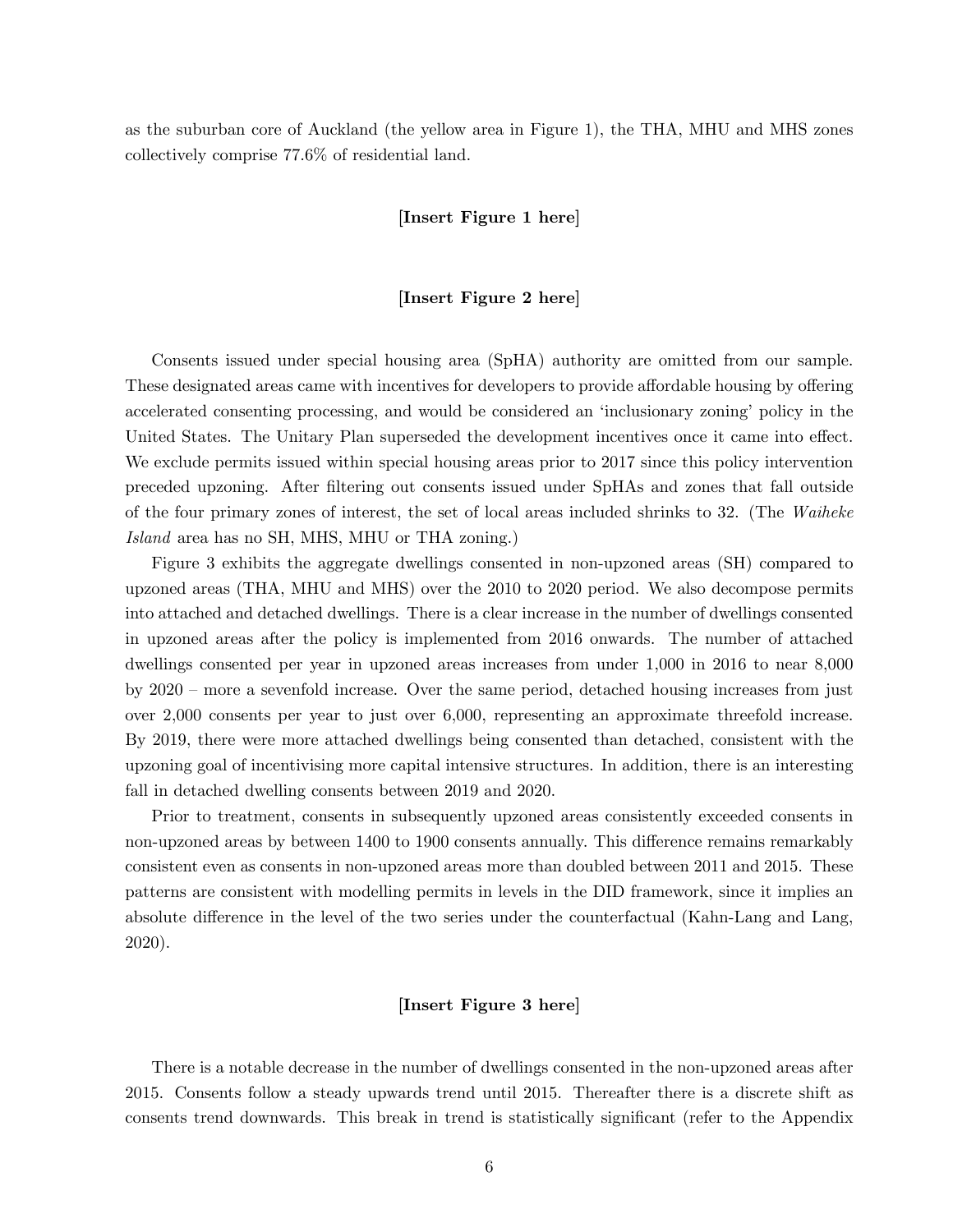as the suburban core of Auckland (the yellow area in Figure 1), the THA, MHU and MHS zones collectively comprise 77.6% of residential land.

**[Insert Figure 1 here]**

**[Insert Figure 2 here]**

Consents issued under special housing area (SpHA) authority are omitted from our sample. These designated areas came with incentives for developers to provide affordable housing by offering accelerated consenting processing, and would be considered an 'inclusionary zoning' policy in the United States. The Unitary Plan superseded the development incentives once it came into effect. We exclude permits issued within special housing areas prior to 2017 since this policy intervention preceded upzoning. After filtering out consents issued under SpHAs and zones that fall outside of the four primary zones of interest, the set of local areas included shrinks to 32. (The *Waiheke Island* area has no SH, MHS, MHU or THA zoning.)

Figure 3 exhibits the aggregate dwellings consented in non-upzoned areas (SH) compared to upzoned areas (THA, MHU and MHS) over the 2010 to 2020 period. We also decompose permits into attached and detached dwellings. There is a clear increase in the number of dwellings consented in upzoned areas after the policy is implemented from 2016 onwards. The number of attached dwellings consented per year in upzoned areas increases from under 1,000 in 2016 to near 8,000 by 2020 – more a sevenfold increase. Over the same period, detached housing increases from just over 2,000 consents per year to just over 6,000, representing an approximate threefold increase. By 2019, there were more attached dwellings being consented than detached, consistent with the upzoning goal of incentivising more capital intensive structures. In addition, there is an interesting fall in detached dwelling consents between 2019 and 2020.

Prior to treatment, consents in subsequently upzoned areas consistently exceeded consents in non-upzoned areas by between 1400 to 1900 consents annually. This difference remains remarkably consistent even as consents in non-upzoned areas more than doubled between 2011 and 2015. These patterns are consistent with modelling permits in levels in the DID framework, since it implies an absolute difference in the level of the two series under the counterfactual (Kahn-Lang and Lang, 2020).

**[Insert Figure 3 here]**

There is a notable decrease in the number of dwellings consented in the non-upzoned areas after 2015. Consents follow a steady upwards trend until 2015. Thereafter there is a discrete shift as consents trend downwards. This break in trend is statistically significant (refer to the Appendix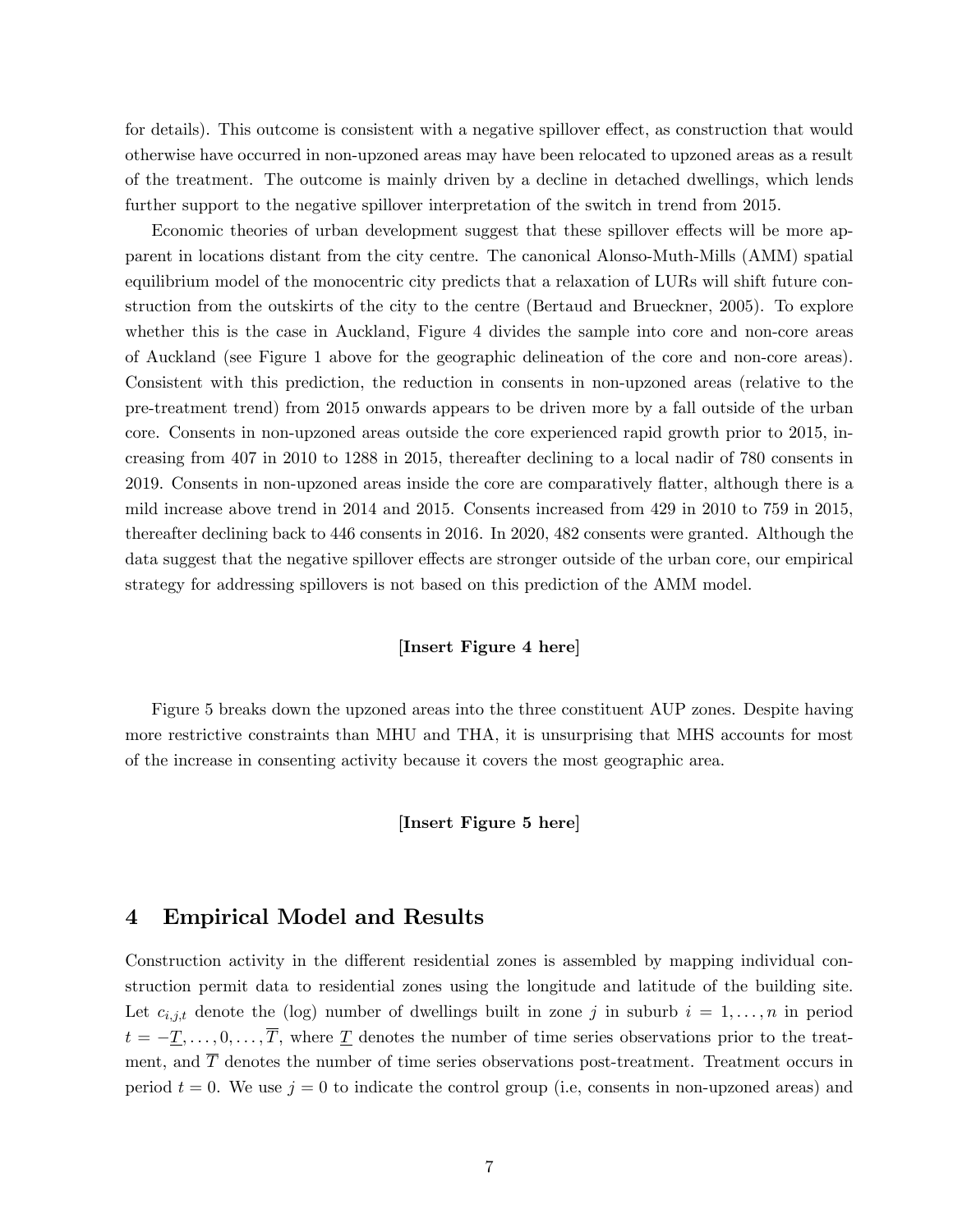for details). This outcome is consistent with a negative spillover effect, as construction that would otherwise have occurred in non-upzoned areas may have been relocated to upzoned areas as a result of the treatment. The outcome is mainly driven by a decline in detached dwellings, which lends further support to the negative spillover interpretation of the switch in trend from 2015.

Economic theories of urban development suggest that these spillover effects will be more apparent in locations distant from the city centre. The canonical Alonso-Muth-Mills (AMM) spatial equilibrium model of the monocentric city predicts that a relaxation of LURs will shift future construction from the outskirts of the city to the centre (Bertaud and Brueckner, 2005). To explore whether this is the case in Auckland, Figure 4 divides the sample into core and non-core areas of Auckland (see Figure 1 above for the geographic delineation of the core and non-core areas). Consistent with this prediction, the reduction in consents in non-upzoned areas (relative to the pre-treatment trend) from 2015 onwards appears to be driven more by a fall outside of the urban core. Consents in non-upzoned areas outside the core experienced rapid growth prior to 2015, increasing from 407 in 2010 to 1288 in 2015, thereafter declining to a local nadir of 780 consents in 2019. Consents in non-upzoned areas inside the core are comparatively flatter, although there is a mild increase above trend in 2014 and 2015. Consents increased from 429 in 2010 to 759 in 2015, thereafter declining back to 446 consents in 2016. In 2020, 482 consents were granted. Although the data suggest that the negative spillover effects are stronger outside of the urban core, our empirical strategy for addressing spillovers is not based on this prediction of the AMM model.

**[Insert Figure 4 here]**

Figure 5 breaks down the upzoned areas into the three constituent AUP zones. Despite having more restrictive constraints than MHU and THA, it is unsurprising that MHS accounts for most of the increase in consenting activity because it covers the most geographic area.

**[Insert Figure 5 here]**

## 4 Empirical Model and Results

Construction activity in the different residential zones is assembled by mapping individual construction permit data to residential zones using the longitude and latitude of the building site. Let $c_{i,j,t}$ denote the (log) number of dwellings built in zone $j$ in suburb $i = 1, \ldots, n$ in period $t = -\underline{T}, \ldots, 0, \ldots, \overline{T}$, where $\underline{T}$ denotes the number of time series observations prior to the treatment, and $\overline{T}$ denotes the number of time series observations post-treatment. Treatment occurs in period $t = 0$. We use $j = 0$ to indicate the control group (i.e, consents in non-upzoned areas) and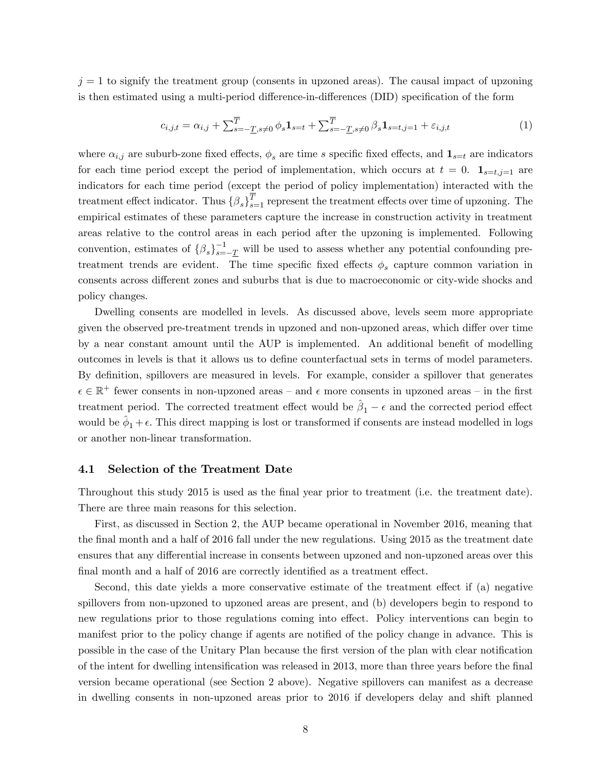$j = 1$ to signify the treatment group (consents in upzoned areas). The causal impact of upzoning is then estimated using a multi-period difference-in-differences (DID) specification of the form

$$c_{i,j,t} = \alpha_{i,j} + \sum_{s=-\underline{T},s\neq 0}^{\overline{T}} \phi_s \mathbf{1}_{s=t} + \sum_{s=-\underline{T},s\neq 0}^{\overline{T}} \beta_s \mathbf{1}_{s=t,j=1} + \varepsilon_{i,j,t} \tag{1}$$

where $\alpha_{i,j}$ are suburb-zone fixed effects, $\phi_s$ are time $s$ specific fixed effects, and $\mathbf{1}_{s=t}$ are indicators for each time period except the period of implementation, which occurs at $t = 0$. $\mathbf{1}_{s=t,j=1}$ are indicators for each time period (except the period of policy implementation) interacted with the treatment effect indicator. Thus $\{\beta_s\}_{s=1}^{\overline{T}}$ represent the treatment effects over time of upzoning. The empirical estimates of these parameters capture the increase in construction activity in treatment areas relative to the control areas in each period after the upzoning is implemented. Following convention, estimates of $\{\beta_s\}_{s=-\underline{T}}^{-1}$ will be used to assess whether any potential confounding pre-treatment trends are evident. The time specific fixed effects $\phi_s$ capture common variation in consents across different zones and suburbs that is due to macroeconomic or city-wide shocks and policy changes.

Dwelling consents are modelled in levels. As discussed above, levels seem more appropriate given the observed pre-treatment trends in upzoned and non-upzoned areas, which differ over time by a near constant amount until the AUP is implemented. An additional benefit of modelling outcomes in levels is that it allows us to define counterfactual sets in terms of model parameters. By definition, spillovers are measured in levels. For example, consider a spillover that generates $\epsilon \in \mathbb{R}^+$ fewer consents in non-upzoned areas – and $\epsilon$ more consents in upzoned areas – in the first treatment period. The corrected treatment effect would be $\hat{\beta}_1 - \epsilon$ and the corrected period effect would be $\hat{\phi}_1 + \epsilon$. This direct mapping is lost or transformed if consents are instead modelled in logs or another non-linear transformation.

### 4.1 Selection of the Treatment Date

Throughout this study 2015 is used as the final year prior to treatment (i.e. the treatment date). There are three main reasons for this selection.

First, as discussed in Section 2, the AUP became operational in November 2016, meaning that the final month and a half of 2016 fall under the new regulations. Using 2015 as the treatment date ensures that any differential increase in consents between upzoned and non-upzoned areas over this final month and a half of 2016 are correctly identified as a treatment effect.

Second, this date yields a more conservative estimate of the treatment effect if (a) negative spillovers from non-upzoned to upzoned areas are present, and (b) developers begin to respond to new regulations prior to those regulations coming into effect. Policy interventions can begin to manifest prior to the policy change if agents are notified of the policy change in advance. This is possible in the case of the Unitary Plan because the first version of the plan with clear notification of the intent for dwelling intensification was released in 2013, more than three years before the final version became operational (see Section 2 above). Negative spillovers can manifest as a decrease in dwelling consents in non-upzoned areas prior to 2016 if developers delay and shift planned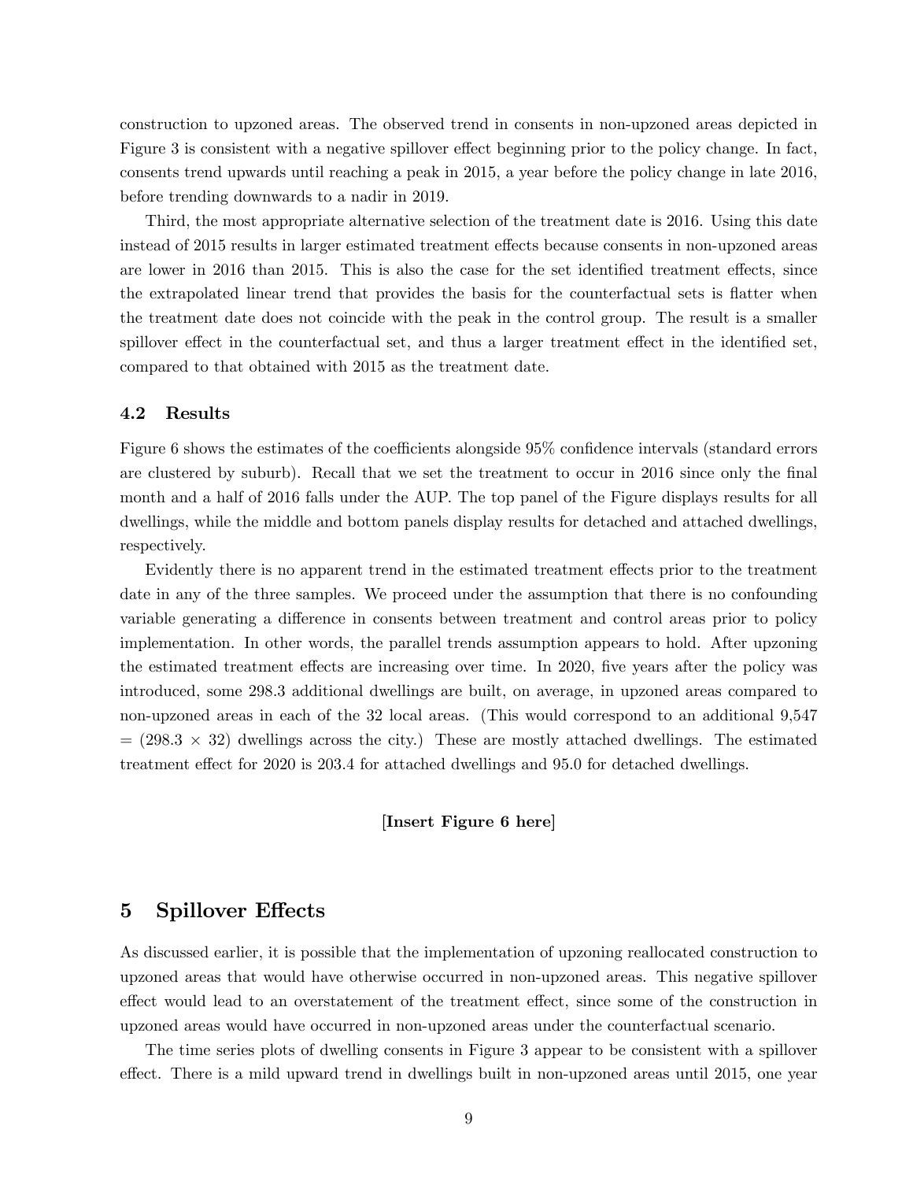construction to upzoned areas. The observed trend in consents in non-upzoned areas depicted in Figure 3 is consistent with a negative spillover effect beginning prior to the policy change. In fact, consents trend upwards until reaching a peak in 2015, a year before the policy change in late 2016, before trending downwards to a nadir in 2019.

Third, the most appropriate alternative selection of the treatment date is 2016. Using this date instead of 2015 results in larger estimated treatment effects because consents in non-upzoned areas are lower in 2016 than 2015. This is also the case for the set identified treatment effects, since the extrapolated linear trend that provides the basis for the counterfactual sets is flatter when the treatment date does not coincide with the peak in the control group. The result is a smaller spillover effect in the counterfactual set, and thus a larger treatment effect in the identified set, compared to that obtained with 2015 as the treatment date.

### 4.2 Results

Figure 6 shows the estimates of the coefficients alongside 95% confidence intervals (standard errors are clustered by suburb). Recall that we set the treatment to occur in 2016 since only the final month and a half of 2016 falls under the AUP. The top panel of the Figure displays results for all dwellings, while the middle and bottom panels display results for detached and attached dwellings, respectively.

Evidently there is no apparent trend in the estimated treatment effects prior to the treatment date in any of the three samples. We proceed under the assumption that there is no confounding variable generating a difference in consents between treatment and control areas prior to policy implementation. In other words, the parallel trends assumption appears to hold. After upzoning the estimated treatment effects are increasing over time. In 2020, five years after the policy was introduced, some 298.3 additional dwellings are built, on average, in upzoned areas compared to non-upzoned areas in each of the 32 local areas. (This would correspond to an additional 9,547 = (298.3 × 32) dwellings across the city.) These are mostly attached dwellings. The estimated treatment effect for 2020 is 203.4 for attached dwellings and 95.0 for detached dwellings.

**[Insert Figure 6 here]**

## 5 Spillover Effects

As discussed earlier, it is possible that the implementation of upzoning reallocated construction to upzoned areas that would have otherwise occurred in non-upzoned areas. This negative spillover effect would lead to an overstatement of the treatment effect, since some of the construction in upzoned areas would have occurred in non-upzoned areas under the counterfactual scenario.

The time series plots of dwelling consents in Figure 3 appear to be consistent with a spillover effect. There is a mild upward trend in dwellings built in non-upzoned areas until 2015, one year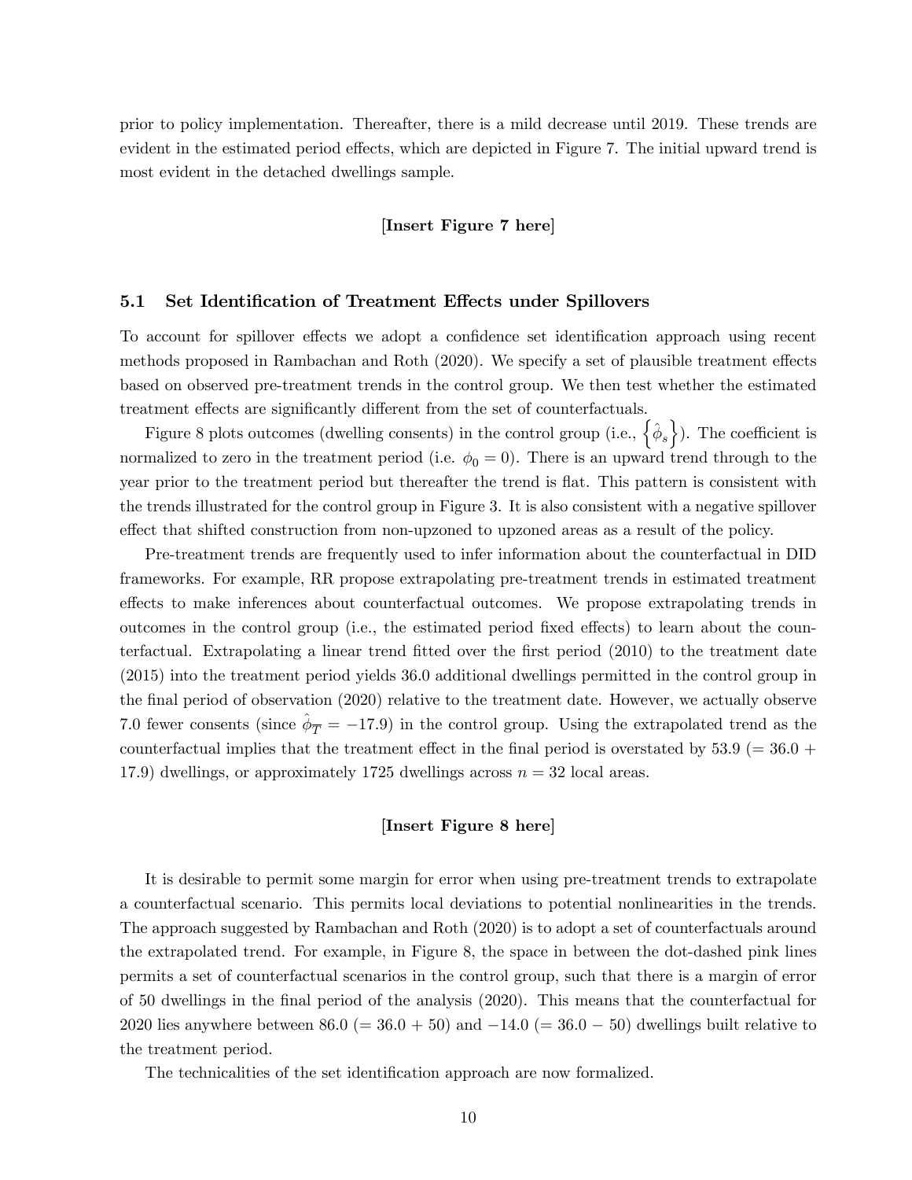prior to policy implementation. Thereafter, there is a mild decrease until 2019. These trends are evident in the estimated period effects, which are depicted in Figure 7. The initial upward trend is most evident in the detached dwellings sample.

**[Insert Figure 7 here]**

### 5.1 Set Identification of Treatment Effects under Spillovers

To account for spillover effects we adopt a confidence set identification approach using recent methods proposed in Rambachan and Roth (2020). We specify a set of plausible treatment effects based on observed pre-treatment trends in the control group. We then test whether the estimated treatment effects are significantly different from the set of counterfactuals.

Figure 8 plots outcomes (dwelling consents) in the control group (i.e., $\left\{\hat{\phi}_s\right\}$). The coefficient is normalized to zero in the treatment period (i.e. $\phi_0 = 0$). There is an upward trend through to the year prior to the treatment period but thereafter the trend is flat. This pattern is consistent with the trends illustrated for the control group in Figure 3. It is also consistent with a negative spillover effect that shifted construction from non-upzoned to upzoned areas as a result of the policy.

Pre-treatment trends are frequently used to infer information about the counterfactual in DID frameworks. For example, RR propose extrapolating pre-treatment trends in estimated treatment effects to make inferences about counterfactual outcomes. We propose extrapolating trends in outcomes in the control group (i.e., the estimated period fixed effects) to learn about the counterfactual. Extrapolating a linear trend fitted over the first period (2010) to the treatment date (2015) into the treatment period yields 36.0 additional dwellings permitted in the control group in the final period of observation (2020) relative to the treatment date. However, we actually observe 7.0 fewer consents (since $\hat{\phi}_{\overline{T}} = -17.9$) in the control group. Using the extrapolated trend as the counterfactual implies that the treatment effect in the final period is overstated by 53.9 (= 36.0 + 17.9) dwellings, or approximately 1725 dwellings across $n = 32$ local areas.

**[Insert Figure 8 here]**

It is desirable to permit some margin for error when using pre-treatment trends to extrapolate a counterfactual scenario. This permits local deviations to potential nonlinearities in the trends. The approach suggested by Rambachan and Roth (2020) is to adopt a set of counterfactuals around the extrapolated trend. For example, in Figure 8, the space in between the dot-dashed pink lines permits a set of counterfactual scenarios in the control group, such that there is a margin of error of 50 dwellings in the final period of the analysis (2020). This means that the counterfactual for 2020 lies anywhere between 86.0 (= 36.0 + 50) and −14.0 (= 36.0 − 50) dwellings built relative to the treatment period.

The technicalities of the set identification approach are now formalized.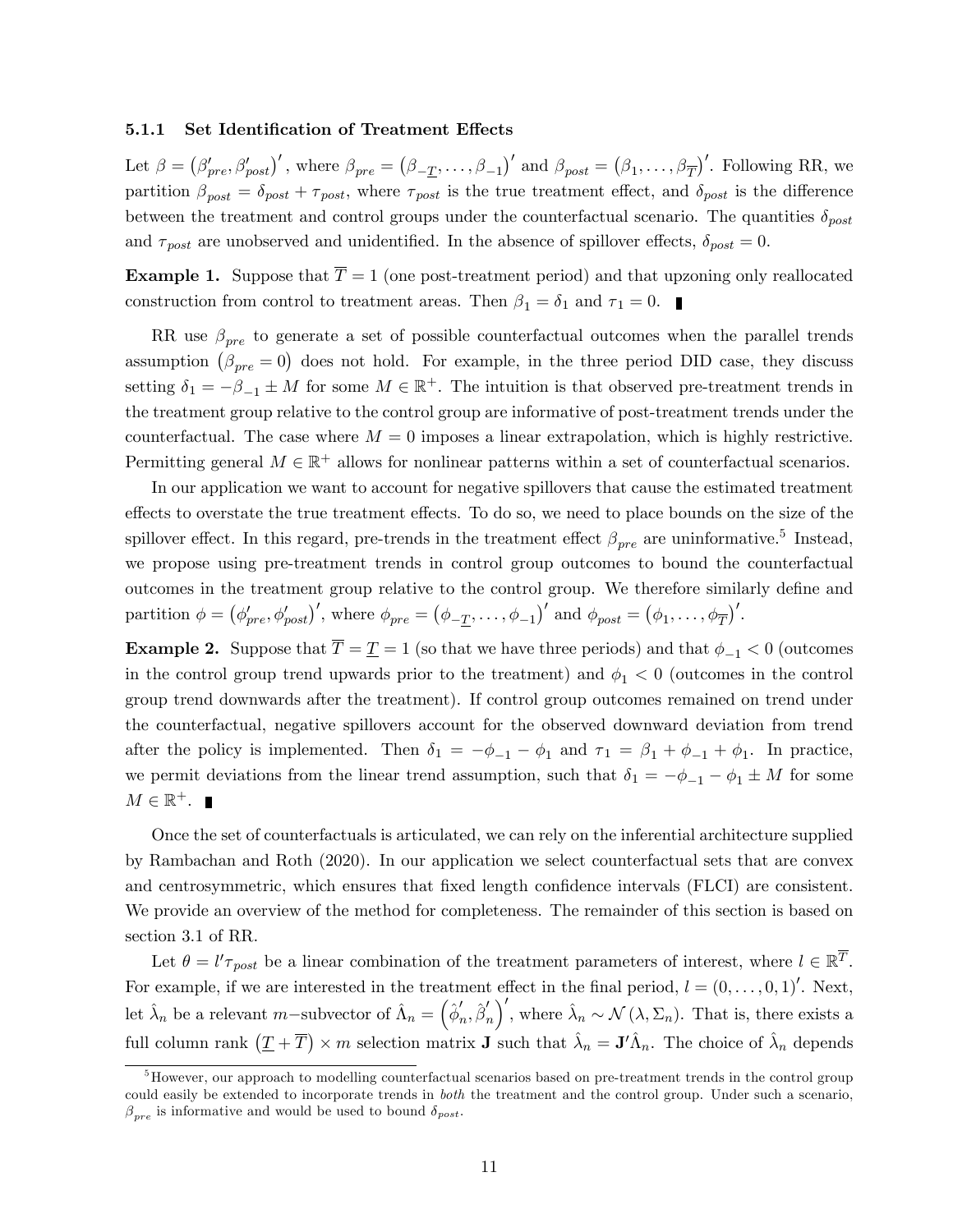### 5.1.1 Set Identification of Treatment Effects

Let $\beta = \left(\beta_{pre}', \beta_{post}'\right)'$, where $\beta_{pre} = \left(\beta_{-\underline{T}}, \ldots, \beta_{-1}\right)'$ and $\beta_{post} = \left(\beta_1, \ldots, \beta_{\overline{T}}\right)'$. Following RR, we partition $\beta_{post} = \delta_{post} + \tau_{post}$, where $\tau_{post}$ is the true treatment effect, and $\delta_{post}$ is the difference between the treatment and control groups under the counterfactual scenario. The quantities $\delta_{post}$ and $\tau_{post}$ are unobserved and unidentified. In the absence of spillover effects, $\delta_{post} = 0$.

**Example 1.** Suppose that $\overline{T} = 1$ (one post-treatment period) and that upzoning only reallocated construction from control to treatment areas. Then $\beta_1 = \delta_1$ and $\tau_1 = 0$. ∎

RR use $\beta_{pre}$ to generate a set of possible counterfactual outcomes when the parallel trends assumption $\left(\beta_{pre} = 0\right)$ does not hold. For example, in the three period DID case, they discuss setting $\delta_1 = -\beta_{-1} \pm M$ for some $M \in \mathbb{R}^+$. The intuition is that observed pre-treatment trends in the treatment group relative to the control group are informative of post-treatment trends under the counterfactual. The case where $M = 0$ imposes a linear extrapolation, which is highly restrictive. Permitting general $M \in \mathbb{R}^+$ allows for nonlinear patterns within a set of counterfactual scenarios.

In our application we want to account for negative spillovers that cause the estimated treatment effects to overstate the true treatment effects. To do so, we need to place bounds on the size of the spillover effect. In this regard, pre-trends in the treatment effect $\beta_{pre}$ are uninformative.[5] Instead, we propose using pre-treatment trends in control group outcomes to bound the counterfactual outcomes in the treatment group relative to the control group. We therefore similarly define and partition $\phi = \left(\phi_{pre}', \phi_{post}'\right)'$, where $\phi_{pre} = \left(\phi_{-\underline{T}}, \ldots, \phi_{-1}\right)'$ and $\phi_{post} = \left(\phi_1, \ldots, \phi_{\overline{T}}\right)'$.

**Example 2.** Suppose that $\overline{T} = \underline{T} = 1$ (so that we have three periods) and that $\phi_{-1} < 0$ (outcomes in the control group trend upwards prior to the treatment) and $\phi_1 < 0$ (outcomes in the control group trend downwards after the treatment). If control group outcomes remained on trend under the counterfactual, negative spillovers account for the observed downward deviation from trend after the policy is implemented. Then $\delta_1 = -\phi_{-1} - \phi_1$ and $\tau_1 = \beta_1 + \phi_{-1} + \phi_1$. In practice, we permit deviations from the linear trend assumption, such that $\delta_1 = -\phi_{-1} - \phi_1 \pm M$ for some $M \in \mathbb{R}^+$. ∎

Once the set of counterfactuals is articulated, we can rely on the inferential architecture supplied by Rambachan and Roth (2020). In our application we select counterfactual sets that are convex and centrosymmetric, which ensures that fixed length confidence intervals (FLCI) are consistent. We provide an overview of the method for completeness. The remainder of this section is based on section 3.1 of RR.

Let $\theta = l'\tau_{post}$ be a linear combination of the treatment parameters of interest, where $l \in \mathbb{R}^{\overline{T}}$. For example, if we are interested in the treatment effect in the final period, $l = (0, \ldots, 0, 1)'$. Next, let $\hat{\lambda}_n$ be a relevant $m-$subvector of $\hat{\Lambda}_n = \left(\hat{\phi}_n', \hat{\beta}_n'\right)'$, where $\hat{\lambda}_n \sim \mathcal{N}\left(\lambda, \Sigma_n\right)$. That is, there exists a full column rank $\left(\underline{T} + \overline{T}\right) \times m$ selection matrix $\mathbf{J}$ such that $\hat{\lambda}_n = \mathbf{J}'\hat{\Lambda}_n$. The choice of $\hat{\lambda}_n$ depends

[5] However, our approach to modelling counterfactual scenarios based on pre-treatment trends in the control group could easily be extended to incorporate trends in *both* the treatment and the control group. Under such a scenario, $\beta_{pre}$ is informative and would be used to bound $\delta_{post}$.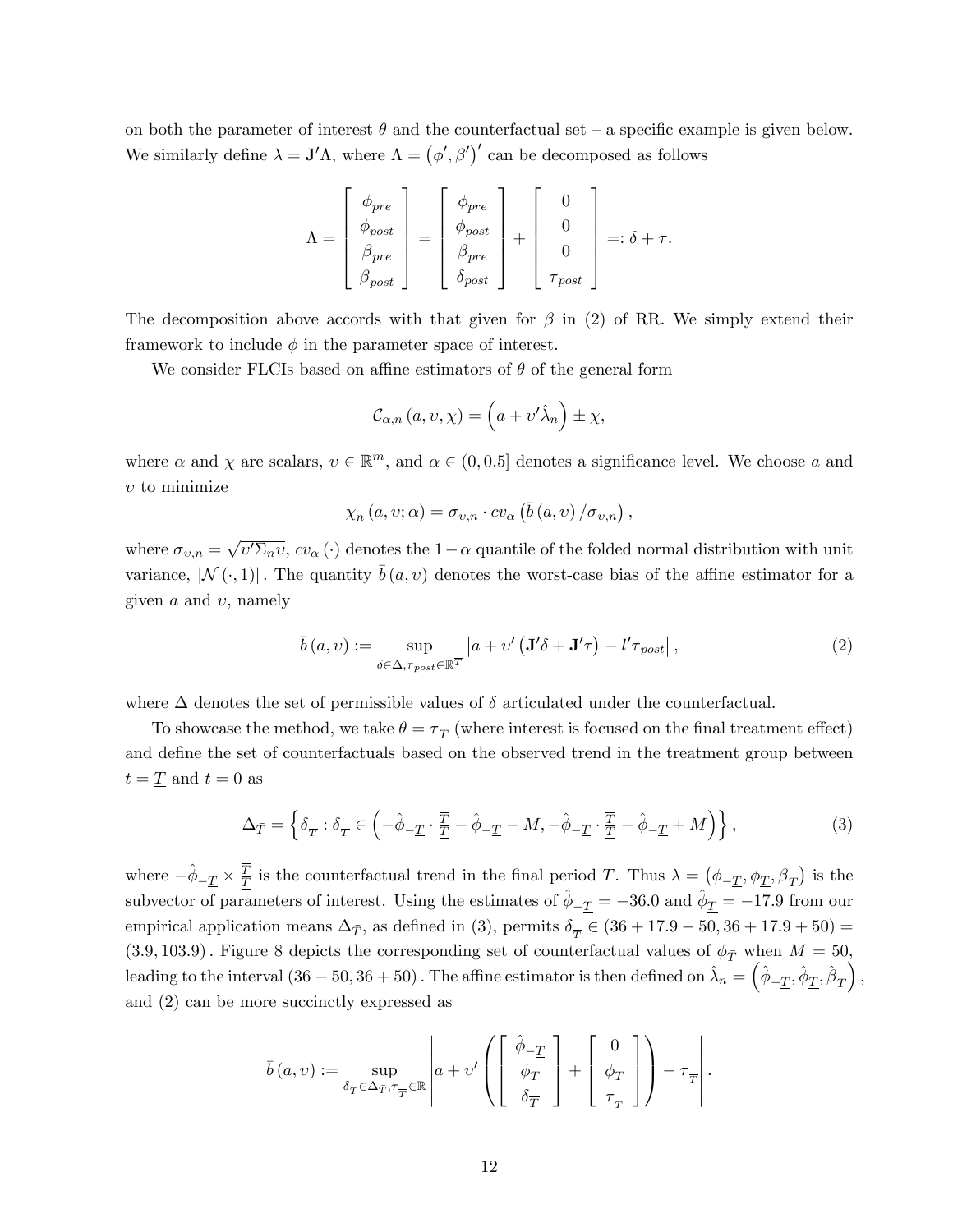on both the parameter of interest $\theta$ and the counterfactual set – a specific example is given below. We similarly define $\lambda = \mathbf{J}'\Lambda$, where $\Lambda = (\phi', \beta')'$ can be decomposed as follows

$$\Lambda = \begin{bmatrix} \phi_{pre} \\ \phi_{post} \\ \beta_{pre} \\ \beta_{post} \end{bmatrix} = \begin{bmatrix} \phi_{pre} \\ \phi_{post} \\ \beta_{pre} \\ \delta_{post} \end{bmatrix} + \begin{bmatrix} 0 \\ 0 \\ 0 \\ \tau_{post} \end{bmatrix} =: \delta + \tau.$$

The decomposition above accords with that given for $\beta$ in (2) of RR. We simply extend their framework to include $\phi$ in the parameter space of interest.

We consider FLCIs based on affine estimators of $\theta$ of the general form

$$\mathcal{C}_{\alpha,n}(a, \upsilon, \chi) = \left(a + \upsilon'\hat{\lambda}_n\right) \pm \chi,$$

where $\alpha$ and $\chi$ are scalars, $\upsilon \in \mathbb{R}^m$, and $\alpha \in (0, 0.5]$ denotes a significance level. We choose $a$ and $\upsilon$ to minimize

$$\chi_n(a, \upsilon; \alpha) = \sigma_{\upsilon,n} \cdot cv_\alpha\left(\bar{b}(a, \upsilon) / \sigma_{\upsilon,n}\right),$$

where $\sigma_{\upsilon,n} = \sqrt{\upsilon'\Sigma_n \upsilon}$, $cv_\alpha(\cdot)$ denotes the $1-\alpha$ quantile of the folded normal distribution with unit variance, $|\mathcal{N}(\cdot, 1)|$. The quantity $\bar{b}(a, \upsilon)$ denotes the worst-case bias of the affine estimator for a given $a$ and $\upsilon$, namely

$$\bar{b}(a, \upsilon) := \sup_{\delta \in \Delta, \tau_{post} \in \mathbb{R}^{\overline{T}}} \left|a + \upsilon'\left(\mathbf{J}'\delta + \mathbf{J}'\tau\right) - l'\tau_{post}\right|, \tag{2}$$

where $\Delta$ denotes the set of permissible values of $\delta$ articulated under the counterfactual.

To showcase the method, we take $\theta = \tau_{\overline{T}}$ (where interest is focused on the final treatment effect) and define the set of counterfactuals based on the observed trend in the treatment group between $t = \underline{T}$ and $t = 0$ as

$$\Delta_{\bar{T}} = \left\{\delta_{\overline{T}} : \delta_{\overline{T}} \in \left(-\hat{\phi}_{-\underline{T}} \cdot \frac{\overline{T}}{\underline{T}} - \hat{\phi}_{-\underline{T}} - M, -\hat{\phi}_{-\underline{T}} \cdot \frac{\overline{T}}{\underline{T}} - \hat{\phi}_{-\underline{T}} + M\right)\right\}, \tag{3}$$

where $-\hat{\phi}_{-\underline{T}} \times \frac{\overline{T}}{\underline{T}}$ is the counterfactual trend in the final period $T$. Thus $\lambda = \left(\phi_{-\underline{T}}, \phi_{\underline{T}}, \beta_{\overline{T}}\right)$ is the subvector of parameters of interest. Using the estimates of $\hat{\phi}_{-\underline{T}} = -36.0$ and $\hat{\phi}_{\underline{T}} = -17.9$ from our empirical application means $\Delta_{\bar{T}}$, as defined in (3), permits $\delta_{\overline{T}} \in (36 + 17.9 - 50, 36 + 17.9 + 50) = (3.9, 103.9)$. Figure 8 depicts the corresponding set of counterfactual values of $\phi_{\bar{T}}$ when $M = 50$, leading to the interval $(36 - 50, 36 + 50)$. The affine estimator is then defined on $\hat{\lambda}_n = \left(\hat{\phi}_{-\underline{T}}, \hat{\phi}_{\underline{T}}, \hat{\beta}_{\overline{T}}\right)$, and (2) can be more succinctly expressed as

$$\bar{b}(a, \upsilon) := \sup_{\delta_{\overline{T}} \in \Delta_{\bar{T}}, \tau_{\overline{T}} \in \mathbb{R}} \left|a + \upsilon'\left(\begin{bmatrix} \hat{\phi}_{-\underline{T}} \\ \phi_{\underline{T}} \\ \delta_{\overline{T}} \end{bmatrix} + \begin{bmatrix} 0 \\ \phi_{\underline{T}} \\ \tau_{\overline{T}} \end{bmatrix}\right) - \tau_{\overline{T}}\right|.$$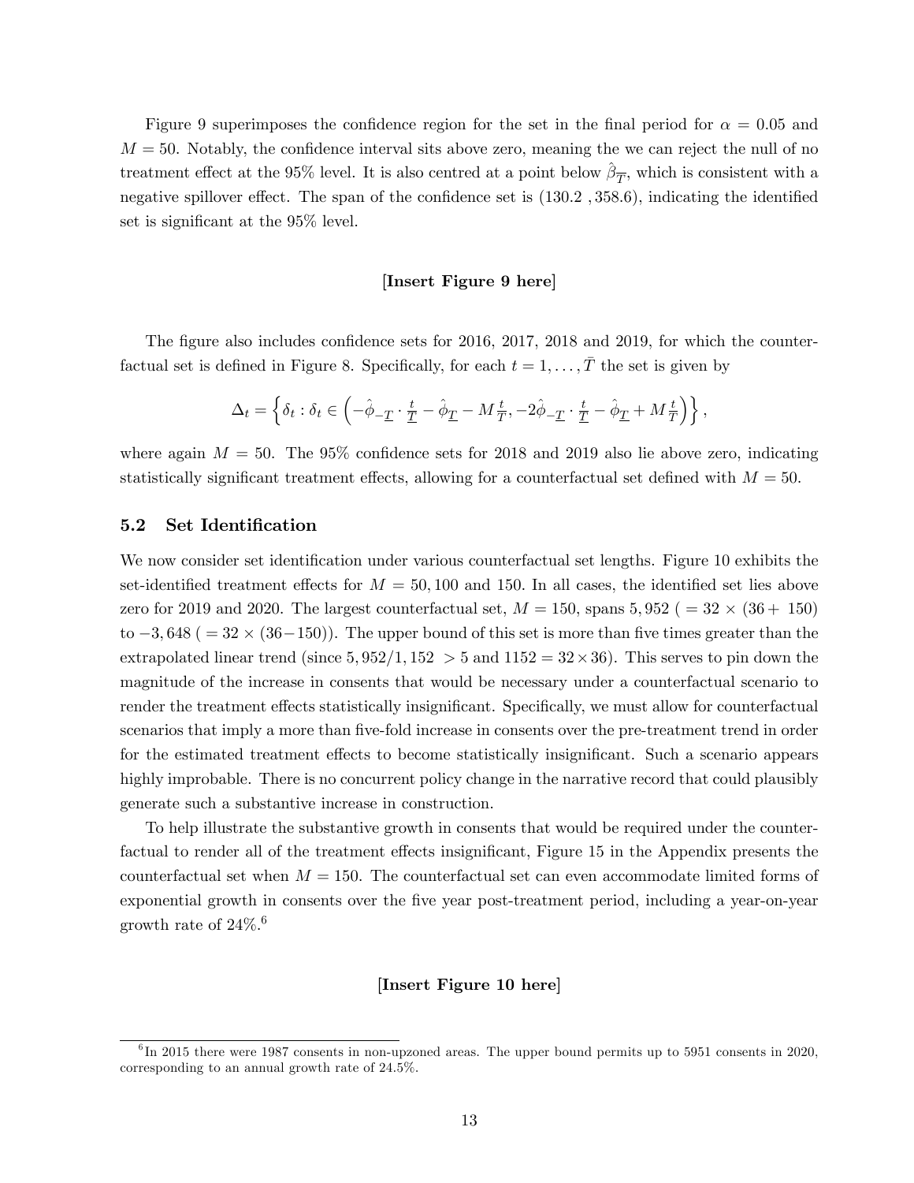Figure 9 superimposes the confidence region for the set in the final period for $\alpha = 0.05$ and $M = 50$. Notably, the confidence interval sits above zero, meaning the we can reject the null of no treatment effect at the 95% level. It is also centred at a point below $\hat{\beta}_{\overline{T}}$, which is consistent with a negative spillover effect. The span of the confidence set is (130.2 , 358.6), indicating the identified set is significant at the 95% level.

**[Insert Figure 9 here]**

The figure also includes confidence sets for 2016, 2017, 2018 and 2019, for which the counterfactual set is defined in Figure 8. Specifically, for each $t = 1, \ldots, \bar{T}$ the set is given by

$$\Delta_t = \left\{ \delta_t : \delta_t \in \left( -\hat{\phi}_{-\underline{T}} \cdot \tfrac{t}{\underline{T}} - \hat{\phi}_{\underline{T}} - M\tfrac{t}{T}, -2\hat{\phi}_{-\underline{T}} \cdot \tfrac{t}{\underline{T}} - \hat{\phi}_{\underline{T}} + M\tfrac{t}{T} \right) \right\},$$

where again $M = 50$. The 95% confidence sets for 2018 and 2019 also lie above zero, indicating statistically significant treatment effects, allowing for a counterfactual set defined with $M = 50$.

### 5.2 Set Identification

We now consider set identification under various counterfactual set lengths. Figure 10 exhibits the set-identified treatment effects for $M = 50, 100$ and 150. In all cases, the identified set lies above zero for 2019 and 2020. The largest counterfactual set, $M = 150$, spans 5,952 ( $= 32 \times (36 + 150)$ to $-3,648$ ( $= 32 \times (36 - 150)$). The upper bound of this set is more than five times greater than the extrapolated linear trend (since $5,952/1,152 > 5$ and $1152 = 32 \times 36$). This serves to pin down the magnitude of the increase in consents that would be necessary under a counterfactual scenario to render the treatment effects statistically insignificant. Specifically, we must allow for counterfactual scenarios that imply a more than five-fold increase in consents over the pre-treatment trend in order for the estimated treatment effects to become statistically insignificant. Such a scenario appears highly improbable. There is no concurrent policy change in the narrative record that could plausibly generate such a substantive increase in construction.

To help illustrate the substantive growth in consents that would be required under the counterfactual to render all of the treatment effects insignificant, Figure 15 in the Appendix presents the counterfactual set when $M = 150$. The counterfactual set can even accommodate limited forms of exponential growth in consents over the five year post-treatment period, including a year-on-year growth rate of 24%.[6]

**[Insert Figure 10 here]**

[6] In 2015 there were 1987 consents in non-upzoned areas. The upper bound permits up to 5951 consents in 2020, corresponding to an annual growth rate of 24.5%.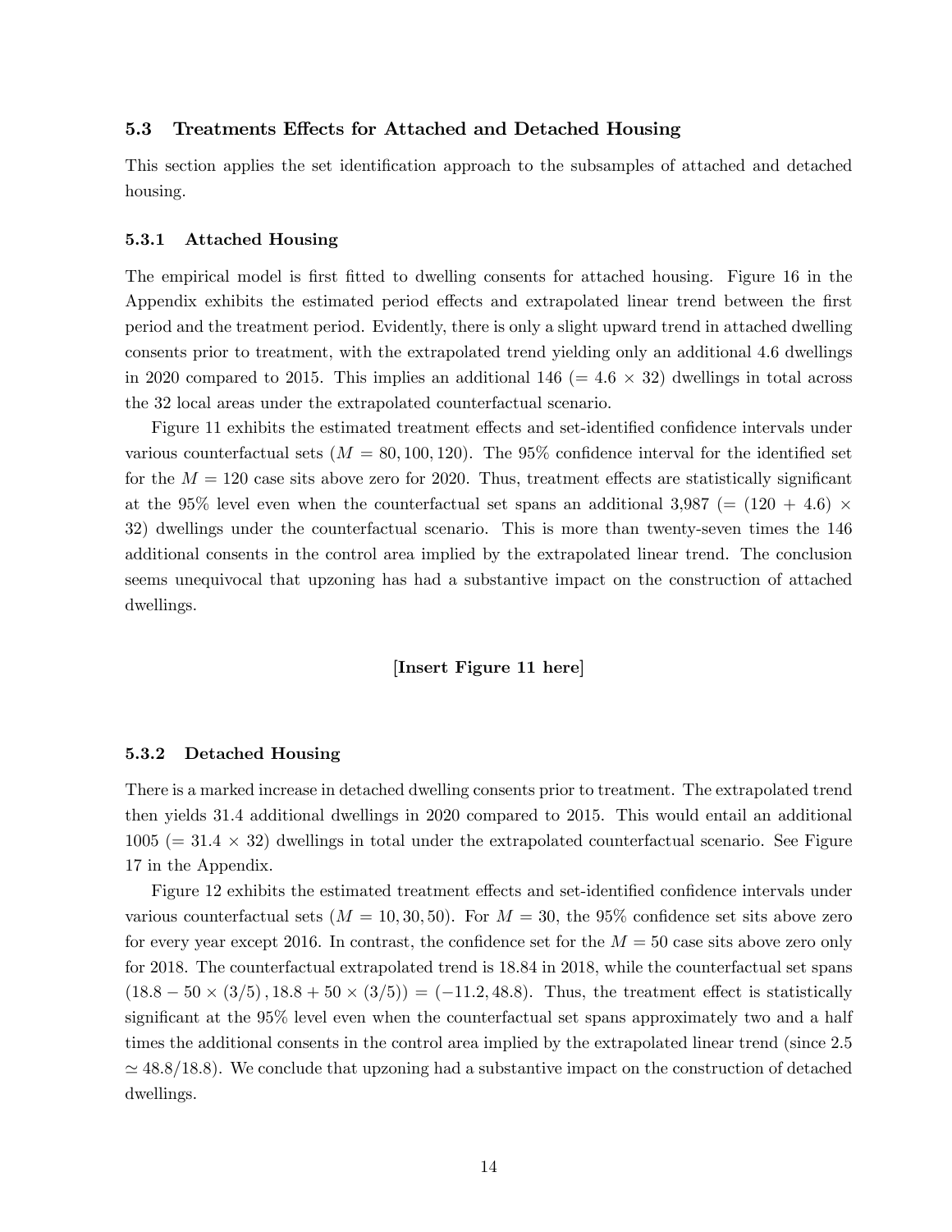### 5.3 Treatments Effects for Attached and Detached Housing

This section applies the set identification approach to the subsamples of attached and detached housing.

#### 5.3.1 Attached Housing

The empirical model is first fitted to dwelling consents for attached housing. Figure 16 in the Appendix exhibits the estimated period effects and extrapolated linear trend between the first period and the treatment period. Evidently, there is only a slight upward trend in attached dwelling consents prior to treatment, with the extrapolated trend yielding only an additional 4.6 dwellings in 2020 compared to 2015. This implies an additional 146 ($= 4.6 \times 32$) dwellings in total across the 32 local areas under the extrapolated counterfactual scenario.

Figure 11 exhibits the estimated treatment effects and set-identified confidence intervals under various counterfactual sets ($M = 80, 100, 120$). The 95% confidence interval for the identified set for the $M = 120$ case sits above zero for 2020. Thus, treatment effects are statistically significant at the 95% level even when the counterfactual set spans an additional 3,987 ($= (120 + 4.6) \times 32$) dwellings under the counterfactual scenario. This is more than twenty-seven times the 146 additional consents in the control area implied by the extrapolated linear trend. The conclusion seems unequivocal that upzoning has had a substantive impact on the construction of attached dwellings.

[**Insert Figure 11 here**]

#### 5.3.2 Detached Housing

There is a marked increase in detached dwelling consents prior to treatment. The extrapolated trend then yields 31.4 additional dwellings in 2020 compared to 2015. This would entail an additional 1005 ($= 31.4 \times 32$) dwellings in total under the extrapolated counterfactual scenario. See Figure 17 in the Appendix.

Figure 12 exhibits the estimated treatment effects and set-identified confidence intervals under various counterfactual sets ($M = 10, 30, 50$). For $M = 30$, the 95% confidence set sits above zero for every year except 2016. In contrast, the confidence set for the $M = 50$ case sits above zero only for 2018. The counterfactual extrapolated trend is 18.84 in 2018, while the counterfactual set spans $(18.8 - 50 \times (3/5), 18.8 + 50 \times (3/5)) = (-11.2, 48.8)$. Thus, the treatment effect is statistically significant at the 95% level even when the counterfactual set spans approximately two and a half times the additional consents in the control area implied by the extrapolated linear trend (since 2.5 $\simeq 48.8/18.8$). We conclude that upzoning had a substantive impact on the construction of detached dwellings.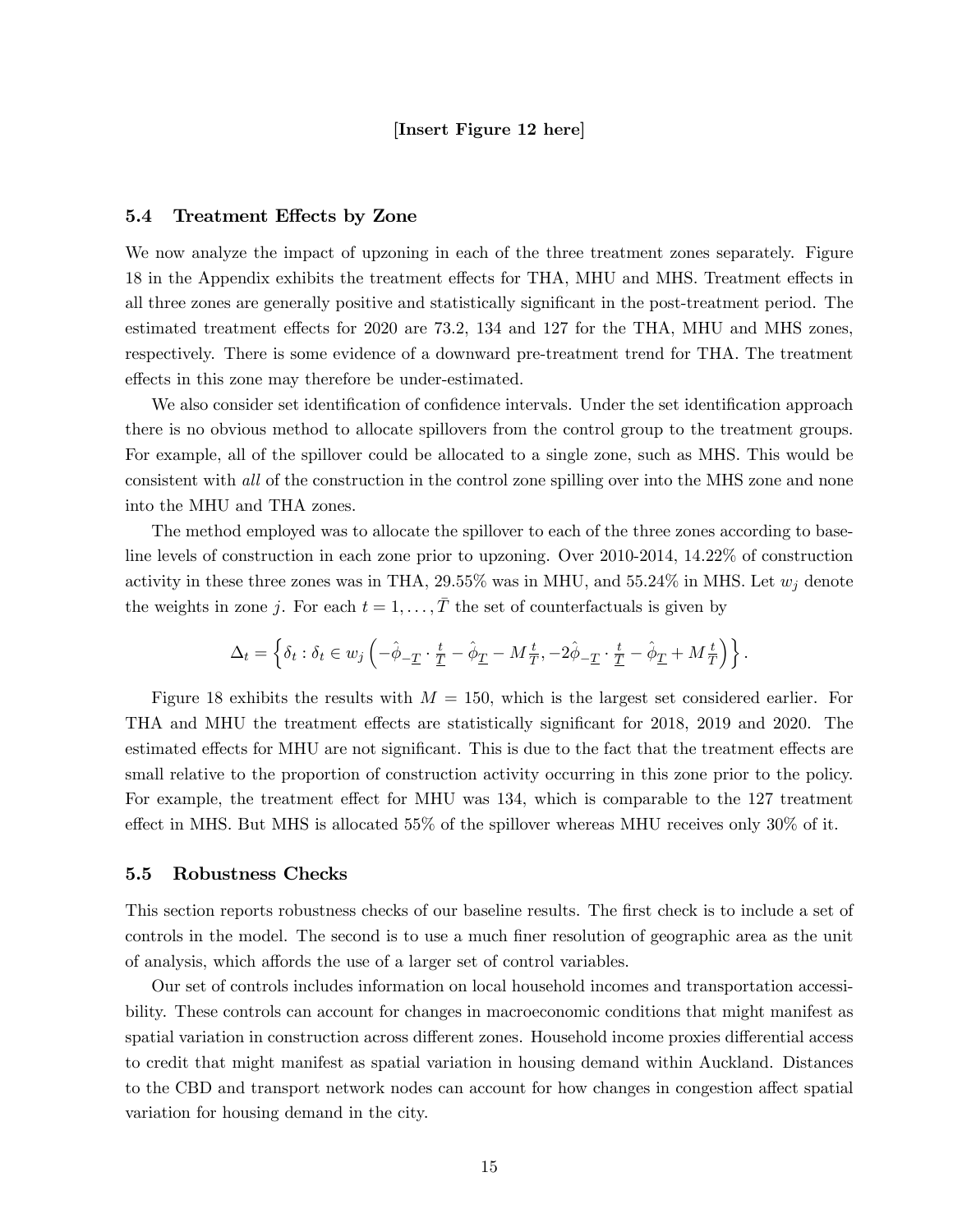**[Insert Figure 12 here]**

### 5.4 Treatment Effects by Zone

We now analyze the impact of upzoning in each of the three treatment zones separately. Figure 18 in the Appendix exhibits the treatment effects for THA, MHU and MHS. Treatment effects in all three zones are generally positive and statistically significant in the post-treatment period. The estimated treatment effects for 2020 are 73.2, 134 and 127 for the THA, MHU and MHS zones, respectively. There is some evidence of a downward pre-treatment trend for THA. The treatment effects in this zone may therefore be under-estimated.

We also consider set identification of confidence intervals. Under the set identification approach there is no obvious method to allocate spillovers from the control group to the treatment groups. For example, all of the spillover could be allocated to a single zone, such as MHS. This would be consistent with *all* of the construction in the control zone spilling over into the MHS zone and none into the MHU and THA zones.

The method employed was to allocate the spillover to each of the three zones according to baseline levels of construction in each zone prior to upzoning. Over 2010-2014, 14.22% of construction activity in these three zones was in THA, 29.55% was in MHU, and 55.24% in MHS. Let $w_j$ denote the weights in zone $j$. For each $t = 1, \ldots, \bar{T}$ the set of counterfactuals is given by

$$\Delta_t = \left\{ \delta_t : \delta_t \in w_j \left( -\hat{\phi}_{-\underline{T}} \cdot \frac{t}{\underline{T}} - \hat{\phi}_{\underline{T}} - M \frac{t}{T}, -2\hat{\phi}_{-\underline{T}} \cdot \frac{t}{\underline{T}} - \hat{\phi}_{\underline{T}} + M \frac{t}{T} \right) \right\}.$$

Figure 18 exhibits the results with $M = 150$, which is the largest set considered earlier. For THA and MHU the treatment effects are statistically significant for 2018, 2019 and 2020. The estimated effects for MHU are not significant. This is due to the fact that the treatment effects are small relative to the proportion of construction activity occurring in this zone prior to the policy. For example, the treatment effect for MHU was 134, which is comparable to the 127 treatment effect in MHS. But MHS is allocated 55% of the spillover whereas MHU receives only 30% of it.

### 5.5 Robustness Checks

This section reports robustness checks of our baseline results. The first check is to include a set of controls in the model. The second is to use a much finer resolution of geographic area as the unit of analysis, which affords the use of a larger set of control variables.

Our set of controls includes information on local household incomes and transportation accessibility. These controls can account for changes in macroeconomic conditions that might manifest as spatial variation in construction across different zones. Household income proxies differential access to credit that might manifest as spatial variation in housing demand within Auckland. Distances to the CBD and transport network nodes can account for how changes in congestion affect spatial variation for housing demand in the city.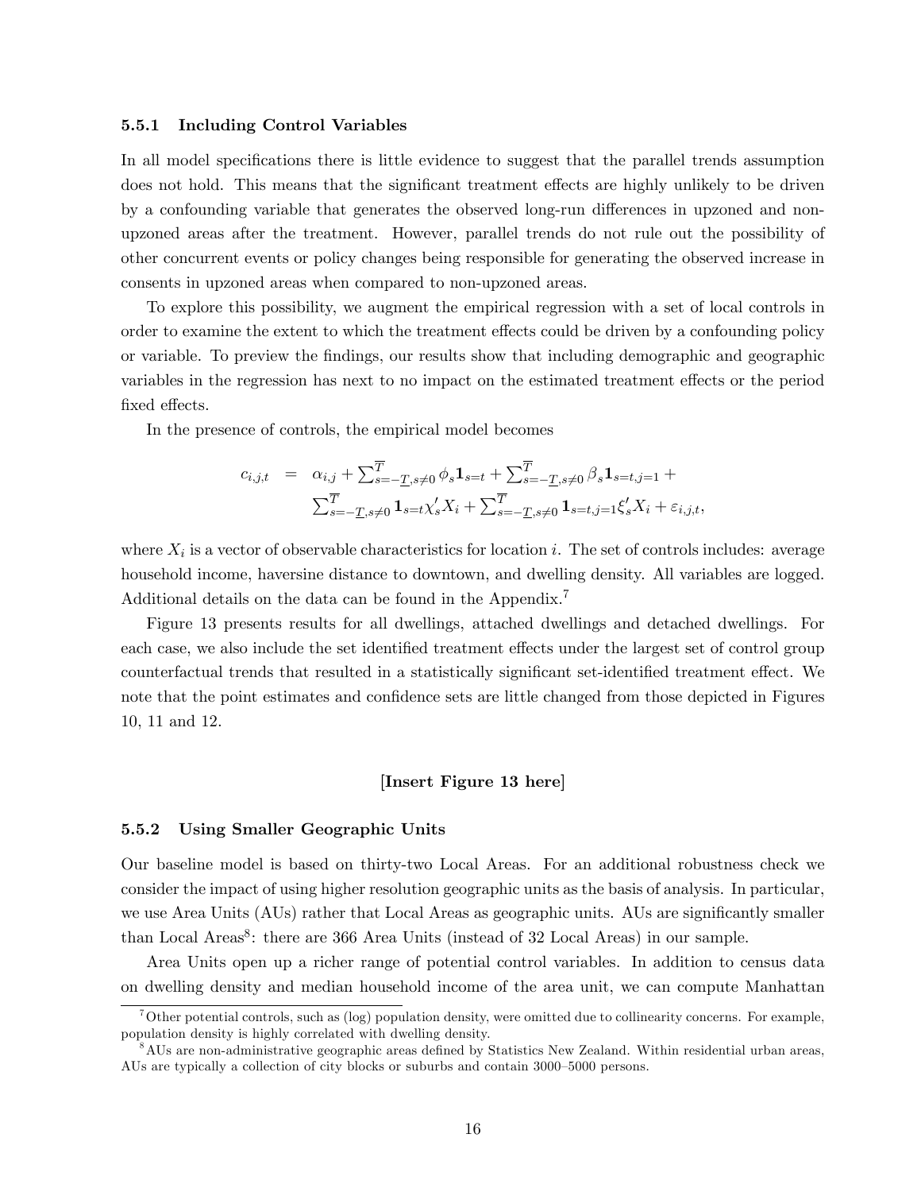### 5.5.1 Including Control Variables

In all model specifications there is little evidence to suggest that the parallel trends assumption does not hold. This means that the significant treatment effects are highly unlikely to be driven by a confounding variable that generates the observed long-run differences in upzoned and non-upzoned areas after the treatment. However, parallel trends do not rule out the possibility of other concurrent events or policy changes being responsible for generating the observed increase in consents in upzoned areas when compared to non-upzoned areas.

To explore this possibility, we augment the empirical regression with a set of local controls in order to examine the extent to which the treatment effects could be driven by a confounding policy or variable. To preview the findings, our results show that including demographic and geographic variables in the regression has next to no impact on the estimated treatment effects or the period fixed effects.

In the presence of controls, the empirical model becomes

$$
\begin{aligned}
c_{i,j,t} \quad = \quad & \alpha_{i,j} + \textstyle\sum_{s=-\underline{T},s\neq 0}^{\overline{T}} \phi_s \mathbf{1}_{s=t} + \sum_{s=-\underline{T},s\neq 0}^{\overline{T}} \beta_s \mathbf{1}_{s=t,j=1} + \\
& \textstyle\sum_{s=-\underline{T},s\neq 0}^{\overline{T}} \mathbf{1}_{s=t} \chi_s' X_i + \sum_{s=-\underline{T},s\neq 0}^{\overline{T}} \mathbf{1}_{s=t,j=1} \xi_s' X_i + \varepsilon_{i,j,t},
\end{aligned}
$$

where $X_i$ is a vector of observable characteristics for location $i$. The set of controls includes: average household income, haversine distance to downtown, and dwelling density. All variables are logged. Additional details on the data can be found in the Appendix.[7]

Figure 13 presents results for all dwellings, attached dwellings and detached dwellings. For each case, we also include the set identified treatment effects under the largest set of control group counterfactual trends that resulted in a statistically significant set-identified treatment effect. We note that the point estimates and confidence sets are little changed from those depicted in Figures 10, 11 and 12.

**[Insert Figure 13 here]**

### 5.5.2 Using Smaller Geographic Units

Our baseline model is based on thirty-two Local Areas. For an additional robustness check we consider the impact of using higher resolution geographic units as the basis of analysis. In particular, we use Area Units (AUs) rather that Local Areas as geographic units. AUs are significantly smaller than Local Areas[8]: there are 366 Area Units (instead of 32 Local Areas) in our sample.

Area Units open up a richer range of potential control variables. In addition to census data on dwelling density and median household income of the area unit, we can compute Manhattan

[7] Other potential controls, such as (log) population density, were omitted due to collinearity concerns. For example, population density is highly correlated with dwelling density.

[8] AUs are non-administrative geographic areas defined by Statistics New Zealand. Within residential urban areas, AUs are typically a collection of city blocks or suburbs and contain 3000–5000 persons.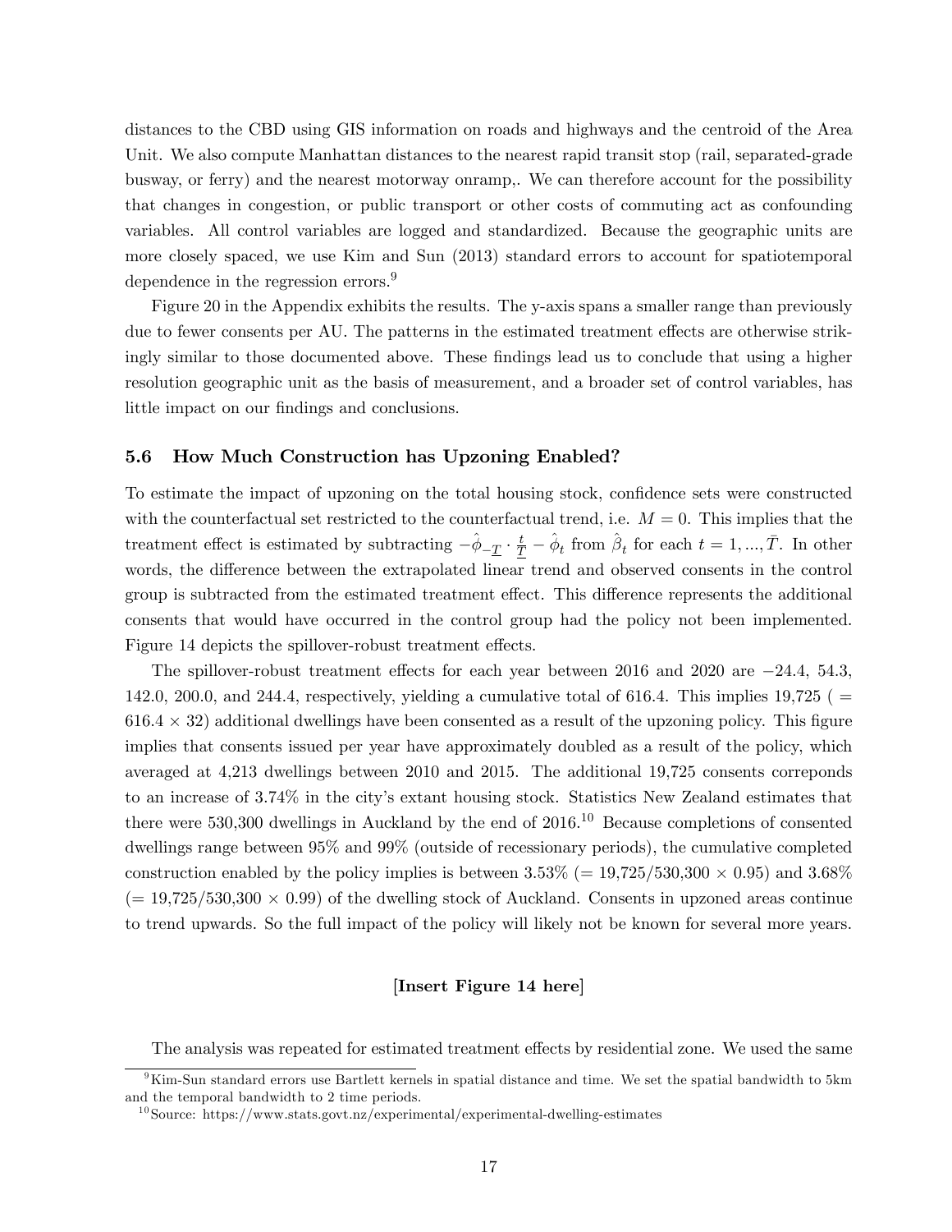distances to the CBD using GIS information on roads and highways and the centroid of the Area Unit. We also compute Manhattan distances to the nearest rapid transit stop (rail, separated-grade busway, or ferry) and the nearest motorway onramp,. We can therefore account for the possibility that changes in congestion, or public transport or other costs of commuting act as confounding variables. All control variables are logged and standardized. Because the geographic units are more closely spaced, we use Kim and Sun (2013) standard errors to account for spatiotemporal dependence in the regression errors.[9]

Figure 20 in the Appendix exhibits the results. The y-axis spans a smaller range than previously due to fewer consents per AU. The patterns in the estimated treatment effects are otherwise strikingly similar to those documented above. These findings lead us to conclude that using a higher resolution geographic unit as the basis of measurement, and a broader set of control variables, has little impact on our findings and conclusions.

### 5.6 How Much Construction has Upzoning Enabled?

To estimate the impact of upzoning on the total housing stock, confidence sets were constructed with the counterfactual set restricted to the counterfactual trend, i.e. $M = 0$. This implies that the treatment effect is estimated by subtracting $-\hat{\phi}_{-\underline{T}} \cdot \frac{t}{\underline{T}} - \hat{\phi}_t$ from $\hat{\beta}_t$ for each $t = 1, ..., \bar{T}$. In other words, the difference between the extrapolated linear trend and observed consents in the control group is subtracted from the estimated treatment effect. This difference represents the additional consents that would have occurred in the control group had the policy not been implemented. Figure 14 depicts the spillover-robust treatment effects.

The spillover-robust treatment effects for each year between 2016 and 2020 are −24.4, 54.3, 142.0, 200.0, and 244.4, respectively, yielding a cumulative total of 616.4. This implies 19,725 ( $= 616.4 \times 32$) additional dwellings have been consented as a result of the upzoning policy. This figure implies that consents issued per year have approximately doubled as a result of the policy, which averaged at 4,213 dwellings between 2010 and 2015. The additional 19,725 consents correponds to an increase of 3.74% in the city's extant housing stock. Statistics New Zealand estimates that there were 530,300 dwellings in Auckland by the end of 2016.[10] Because completions of consented dwellings range between 95% and 99% (outside of recessionary periods), the cumulative completed construction enabled by the policy implies is between 3.53% ($= 19{,}725/530{,}300 \times 0.95$) and 3.68% ($= 19{,}725/530{,}300 \times 0.99$) of the dwelling stock of Auckland. Consents in upzoned areas continue to trend upwards. So the full impact of the policy will likely not be known for several more years.

**[Insert Figure 14 here]**

The analysis was repeated for estimated treatment effects by residential zone. We used the same

[9] Kim-Sun standard errors use Bartlett kernels in spatial distance and time. We set the spatial bandwidth to 5km and the temporal bandwidth to 2 time periods.

[10] Source: https://www.stats.govt.nz/experimental/experimental-dwelling-estimates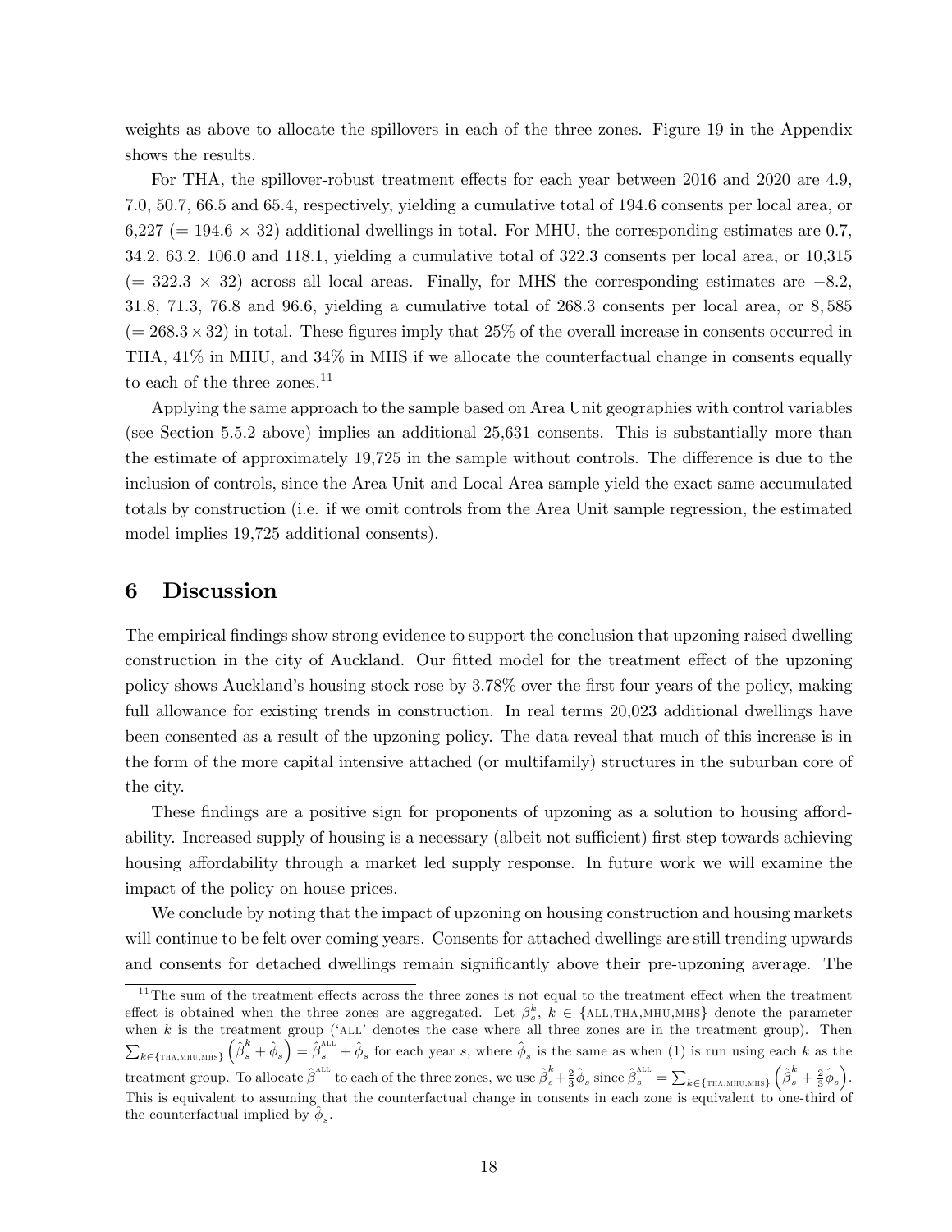weights as above to allocate the spillovers in each of the three zones. Figure 19 in the Appendix shows the results.

For THA, the spillover-robust treatment effects for each year between 2016 and 2020 are 4.9, 7.0, 50.7, 66.5 and 65.4, respectively, yielding a cumulative total of 194.6 consents per local area, or 6,227 (= 194.6 × 32) additional dwellings in total. For MHU, the corresponding estimates are 0.7, 34.2, 63.2, 106.0 and 118.1, yielding a cumulative total of 322.3 consents per local area, or 10,315 (= 322.3 × 32) across all local areas. Finally, for MHS the corresponding estimates are −8.2, 31.8, 71.3, 76.8 and 96.6, yielding a cumulative total of 268.3 consents per local area, or 8,585 (= 268.3 × 32) in total. These figures imply that 25% of the overall increase in consents occurred in THA, 41% in MHU, and 34% in MHS if we allocate the counterfactual change in consents equally to each of the three zones.[11]

Applying the same approach to the sample based on Area Unit geographies with control variables (see Section 5.5.2 above) implies an additional 25,631 consents. This is substantially more than the estimate of approximately 19,725 in the sample without controls. The difference is due to the inclusion of controls, since the Area Unit and Local Area sample yield the exact same accumulated totals by construction (i.e. if we omit controls from the Area Unit sample regression, the estimated model implies 19,725 additional consents).

## 6 Discussion

The empirical findings show strong evidence to support the conclusion that upzoning raised dwelling construction in the city of Auckland. Our fitted model for the treatment effect of the upzoning policy shows Auckland's housing stock rose by 3.78% over the first four years of the policy, making full allowance for existing trends in construction. In real terms 20,023 additional dwellings have been consented as a result of the upzoning policy. The data reveal that much of this increase is in the form of the more capital intensive attached (or multifamily) structures in the suburban core of the city.

These findings are a positive sign for proponents of upzoning as a solution to housing affordability. Increased supply of housing is a necessary (albeit not sufficient) first step towards achieving housing affordability through a market led supply response. In future work we will examine the impact of the policy on house prices.

We conclude by noting that the impact of upzoning on housing construction and housing markets will continue to be felt over coming years. Consents for attached dwellings are still trending upwards and consents for detached dwellings remain significantly above their pre-upzoning average. The

[11] The sum of the treatment effects across the three zones is not equal to the treatment effect when the treatment effect is obtained when the three zones are aggregated. Let $\beta_s^k$, $k \in \{\text{ALL}, \text{THA}, \text{MHU}, \text{MHS}\}$ denote the parameter when $k$ is the treatment group ('ALL' denotes the case where all three zones are in the treatment group). Then $\sum_{k \in \{\text{THA}, \text{MHU}, \text{MHS}\}} \left( \hat{\beta}_s^k + \hat{\phi}_s \right) = \hat{\beta}_s^{\text{ALL}} + \hat{\phi}_s$ for each year $s$, where $\hat{\phi}_s$ is the same as when (1) is run using each $k$ as the treatment group. To allocate $\hat{\beta}^{\text{ALL}}$ to each of the three zones, we use $\hat{\beta}_s^k + \frac{2}{3}\hat{\phi}_s$ since $\hat{\beta}_s^{\text{ALL}} = \sum_{k \in \{\text{THA}, \text{MHU}, \text{MHS}\}} \left( \hat{\beta}_s^k + \frac{2}{3}\hat{\phi}_s \right)$. This is equivalent to assuming that the counterfactual change in consents in each zone is equivalent to one-third of the counterfactual implied by $\hat{\phi}_s$.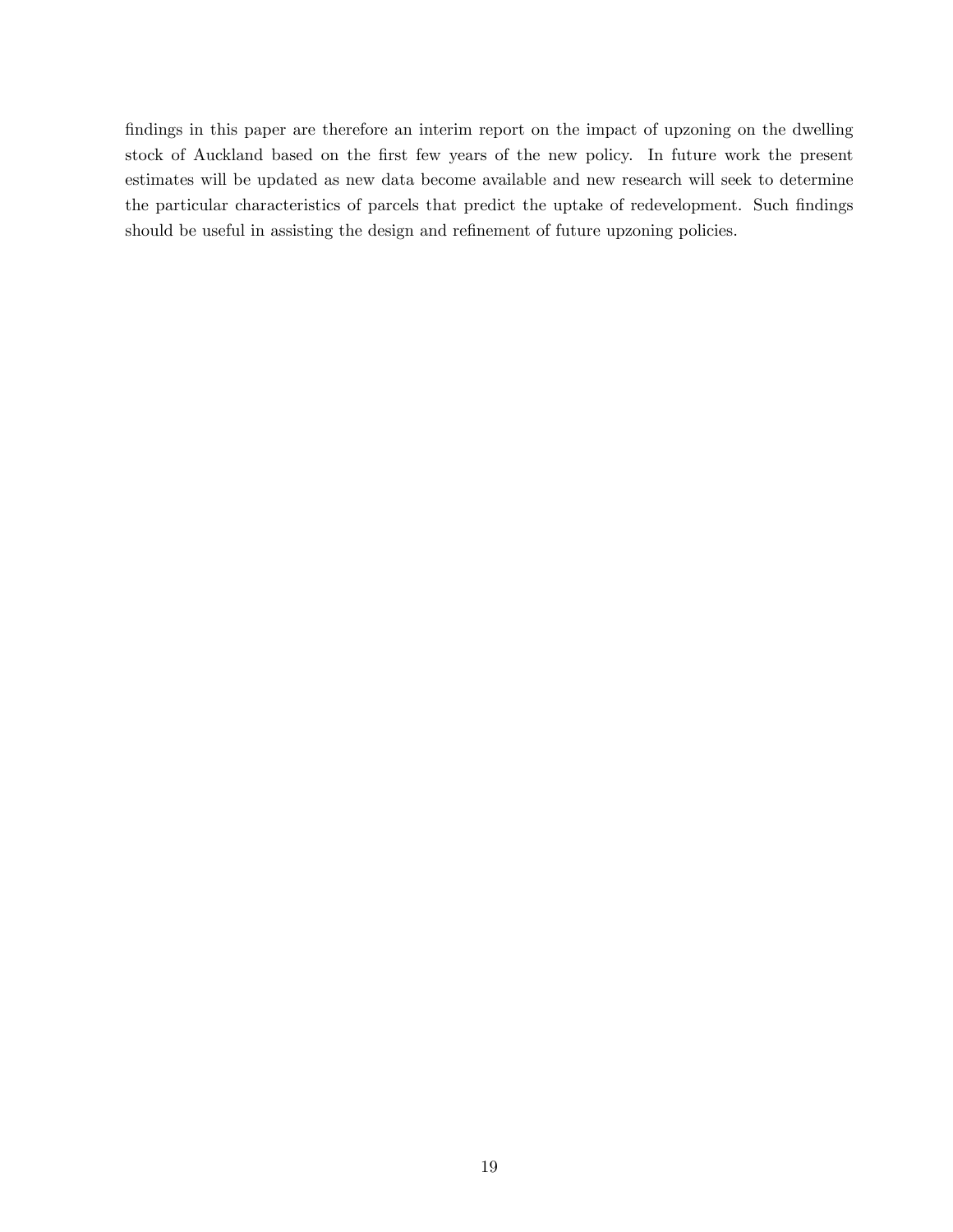findings in this paper are therefore an interim report on the impact of upzoning on the dwelling stock of Auckland based on the first few years of the new policy. In future work the present estimates will be updated as new data become available and new research will seek to determine the particular characteristics of parcels that predict the uptake of redevelopment. Such findings should be useful in assisting the design and refinement of future upzoning policies.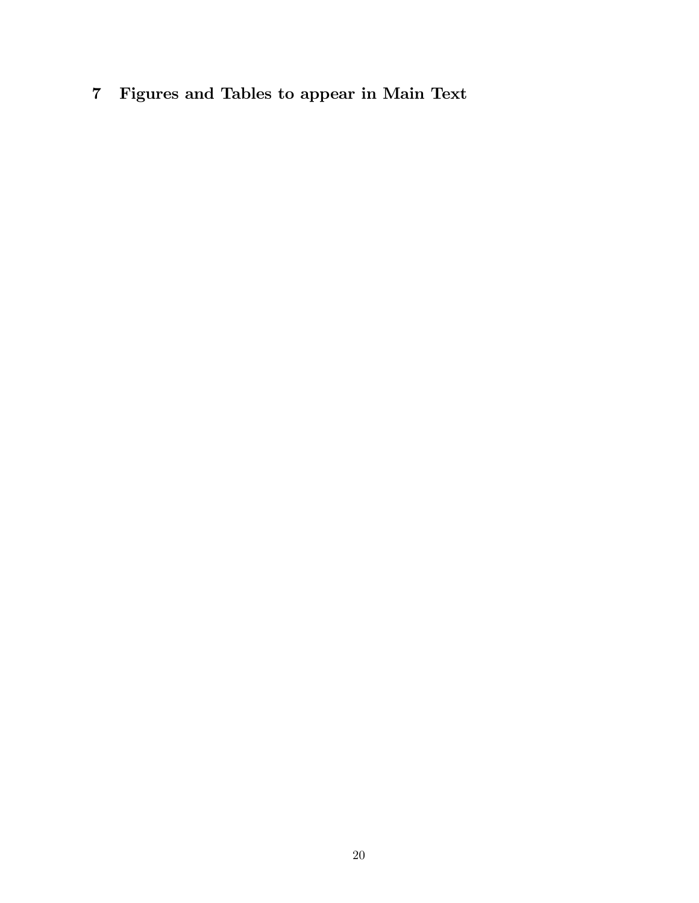# 7 Figures and Tables to appear in Main Text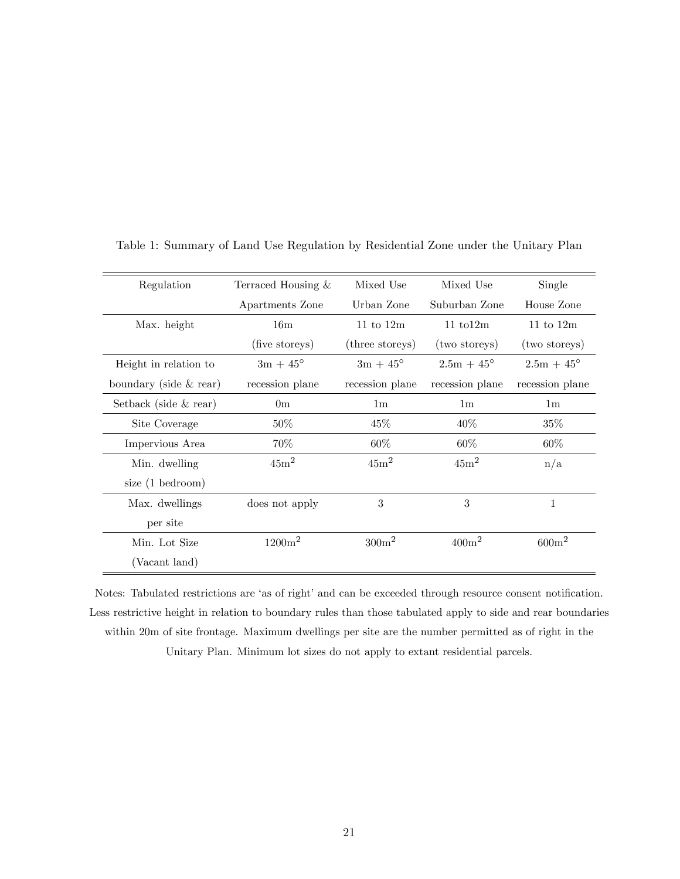Table 1: Summary of Land Use Regulation by Residential Zone under the Unitary Plan

| Regulation | Terraced Housing & Apartments Zone | Mixed Use Urban Zone | Mixed Use Suburban Zone | Single House Zone |
|---|---|---|---|---|
| Max. height | 16m (five storeys) | 11 to 12m (three storeys) | 11 to12m (two storeys) | 11 to 12m (two storeys) |
| Height in relation to boundary (side & rear) | 3m + 45° recession plane | 3m + 45° recession plane | 2.5m + 45° recession plane | 2.5m + 45° recession plane |
| Setback (side & rear) | 0m | 1m | 1m | 1m |
| Site Coverage | 50% | 45% | 40% | 35% |
| Impervious Area | 70% | 60% | 60% | 60% |
| Min. dwelling size (1 bedroom) | 45m$^2$ | 45m$^2$ | 45m$^2$ | n/a |
| Max. dwellings per site | does not apply | 3 | 3 | 1 |
| Min. Lot Size (Vacant land) | 1200m$^2$ | 300m$^2$ | 400m$^2$ | 600m$^2$ |

Notes: Tabulated restrictions are 'as of right' and can be exceeded through resource consent notification. Less restrictive height in relation to boundary rules than those tabulated apply to side and rear boundaries within 20m of site frontage. Maximum dwellings per site are the number permitted as of right in the Unitary Plan. Minimum lot sizes do not apply to extant residential parcels.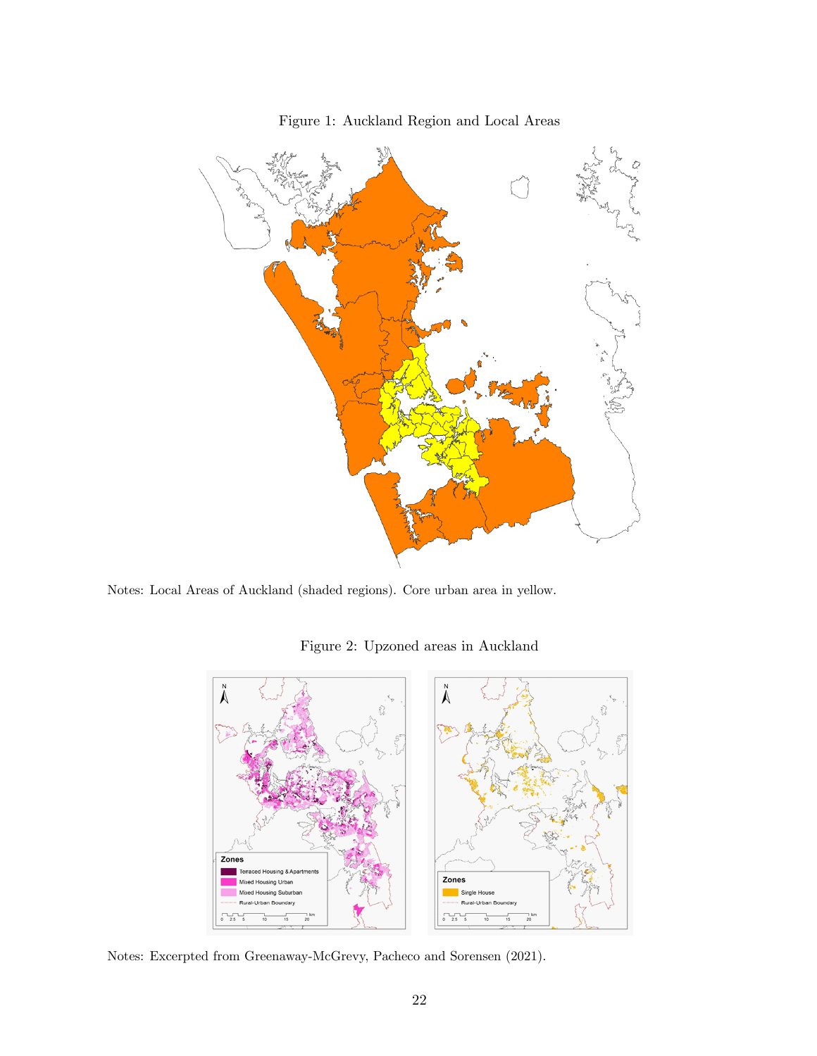Figure 1: Auckland Region and Local Areas

Notes: Local Areas of Auckland (shaded regions). Core urban area in yellow.

Figure 2: Upzoned areas in Auckland

Notes: Excerpted from Greenaway-McGrevy, Pacheco and Sorensen (2021).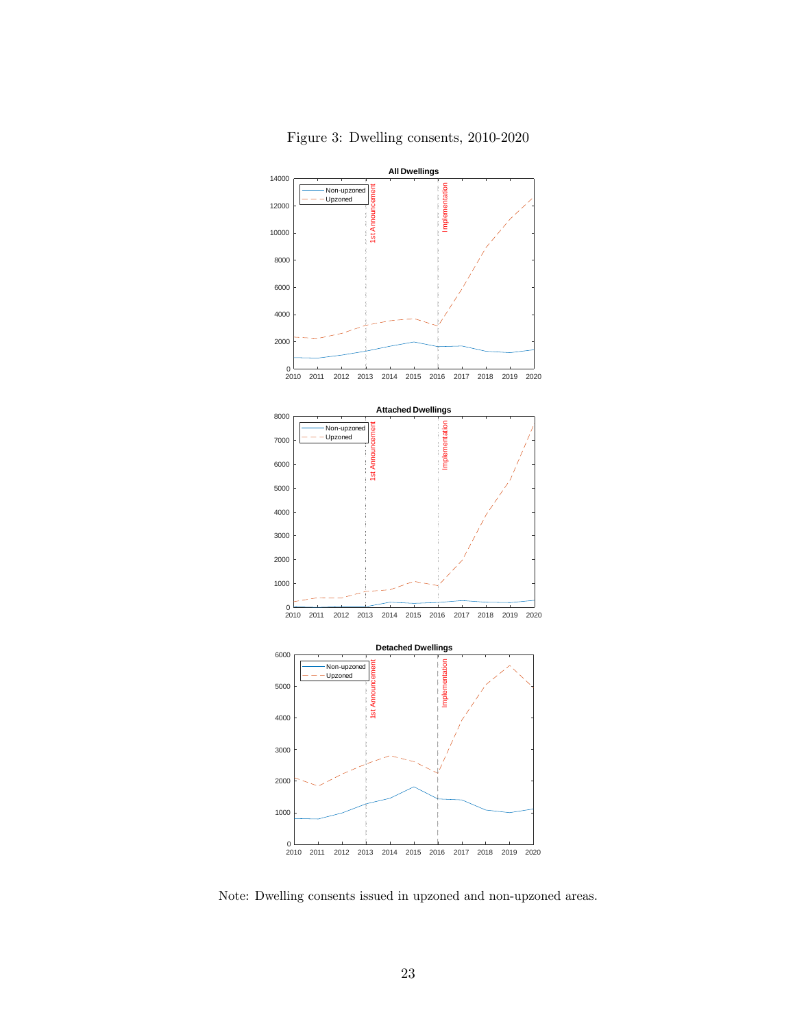Figure 3: Dwelling consents, 2010-2020

Note: Dwelling consents issued in upzoned and non-upzoned areas.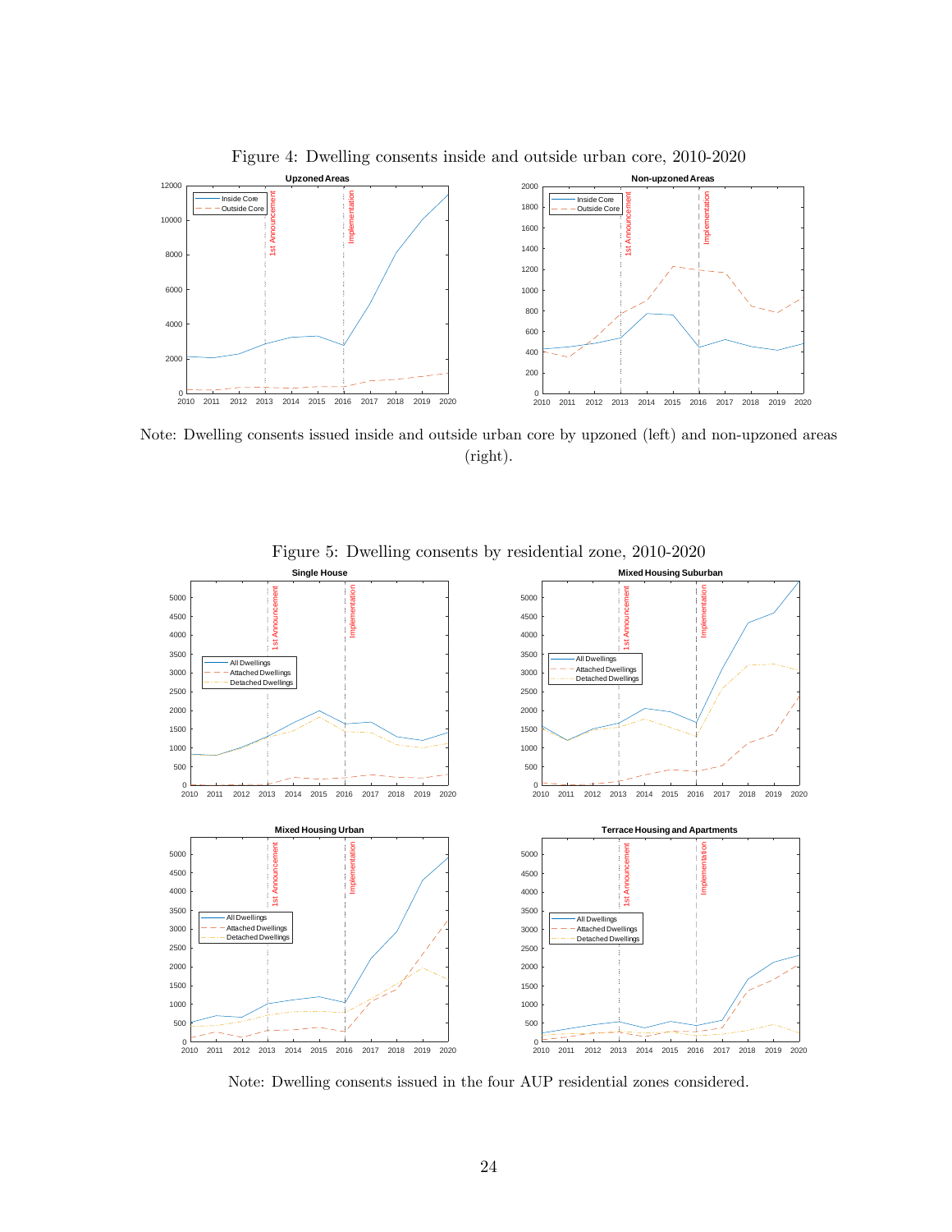Figure 4: Dwelling consents inside and outside urban core, 2010-2020

Note: Dwelling consents issued inside and outside urban core by upzoned (left) and non-upzoned areas (right).

Figure 5: Dwelling consents by residential zone, 2010-2020

Note: Dwelling consents issued in the four AUP residential zones considered.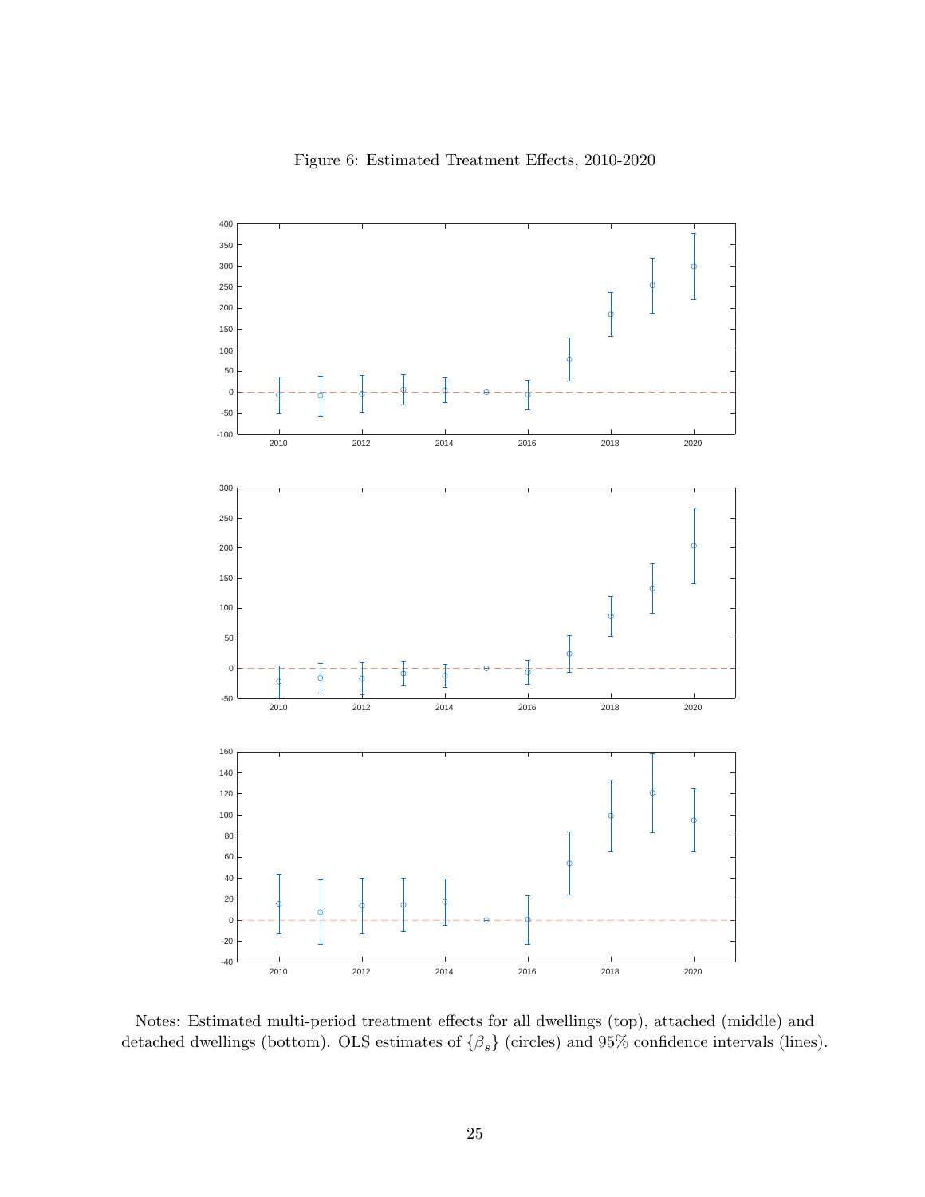Figure 6: Estimated Treatment Effects, 2010-2020

Notes: Estimated multi-period treatment effects for all dwellings (top), attached (middle) and detached dwellings (bottom). OLS estimates of $\{\beta_s\}$ (circles) and 95% confidence intervals (lines).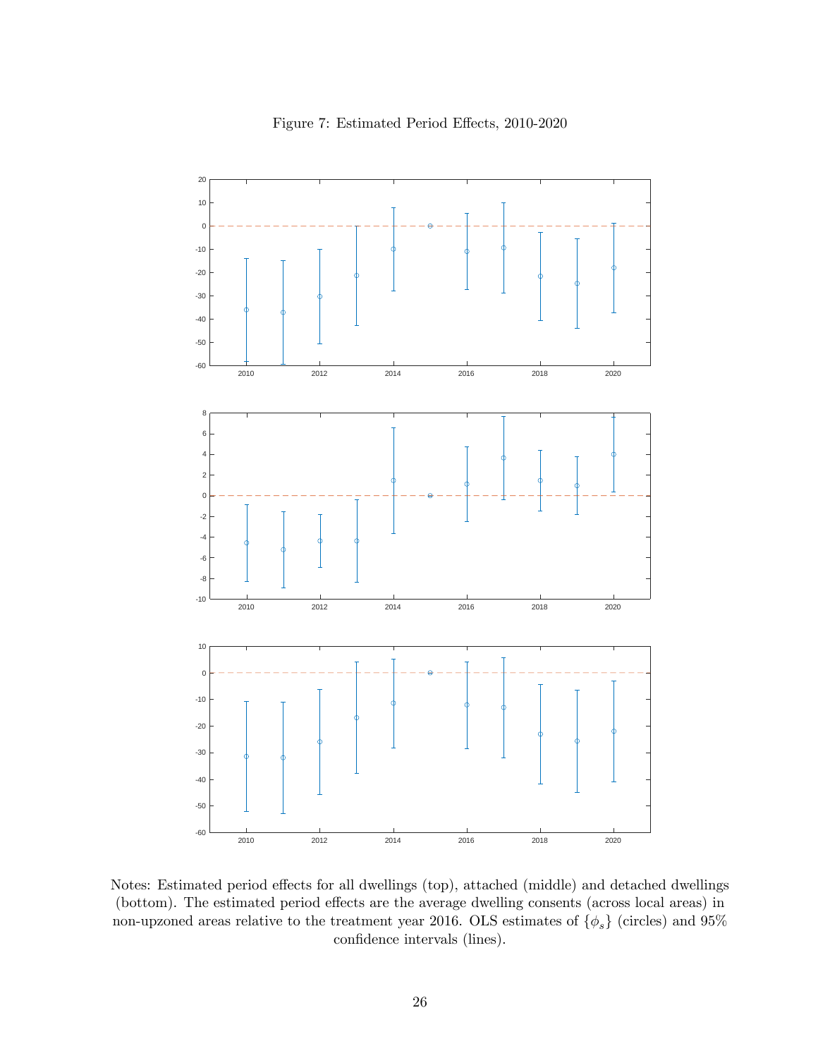Figure 7: Estimated Period Effects, 2010-2020

Notes: Estimated period effects for all dwellings (top), attached (middle) and detached dwellings (bottom). The estimated period effects are the average dwelling consents (across local areas) in non-upzoned areas relative to the treatment year 2016. OLS estimates of $\{\phi_s\}$ (circles) and 95% confidence intervals (lines).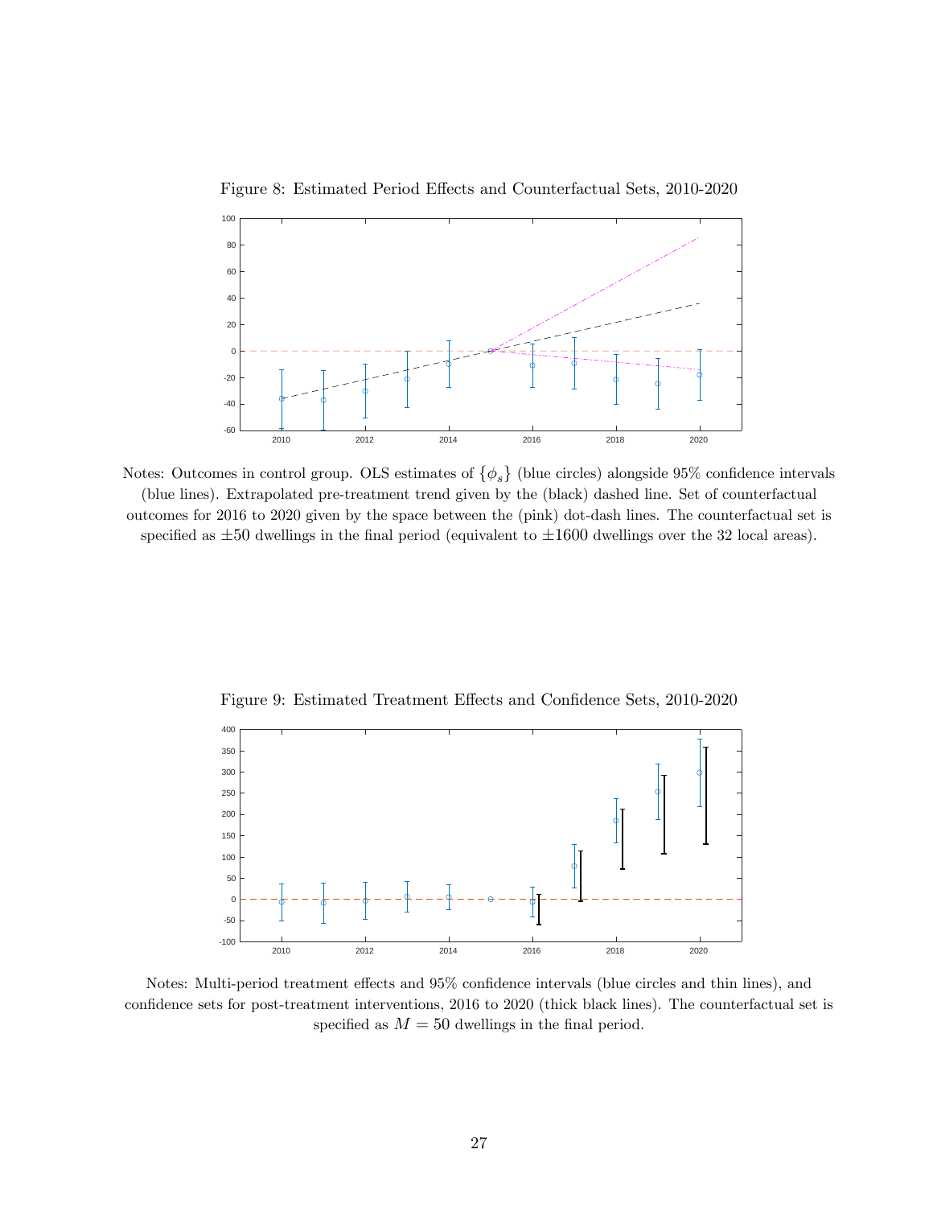Figure 8: Estimated Period Effects and Counterfactual Sets, 2010-2020

Notes: Outcomes in control group. OLS estimates of $\{\phi_s\}$ (blue circles) alongside 95% confidence intervals (blue lines). Extrapolated pre-treatment trend given by the (black) dashed line. Set of counterfactual outcomes for 2016 to 2020 given by the space between the (pink) dot-dash lines. The counterfactual set is specified as $\pm 50$ dwellings in the final period (equivalent to $\pm 1600$ dwellings over the 32 local areas).

Figure 9: Estimated Treatment Effects and Confidence Sets, 2010-2020

Notes: Multi-period treatment effects and 95% confidence intervals (blue circles and thin lines), and confidence sets for post-treatment interventions, 2016 to 2020 (thick black lines). The counterfactual set is specified as $M = 50$ dwellings in the final period.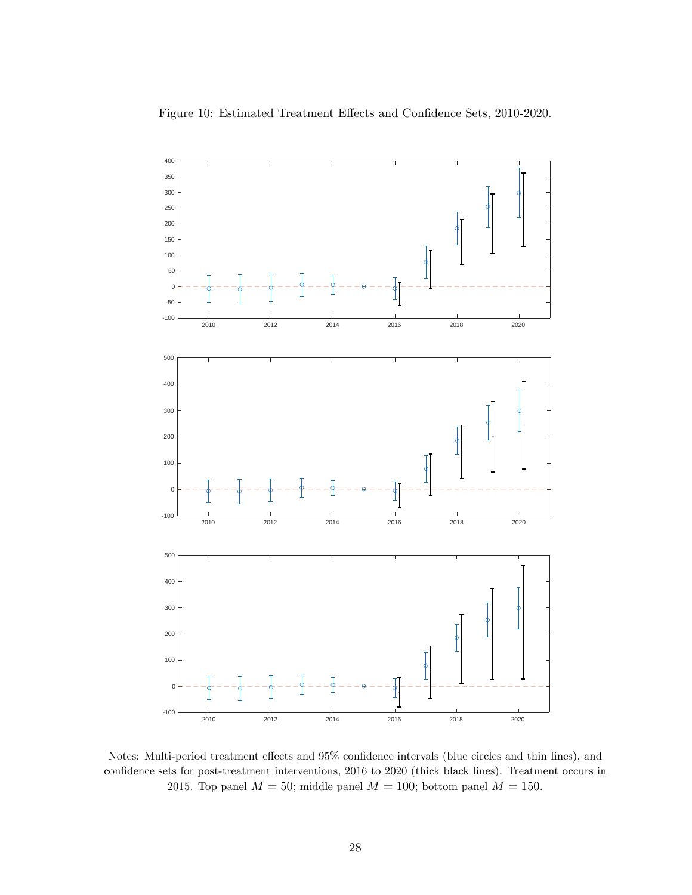Figure 10: Estimated Treatment Effects and Confidence Sets, 2010-2020.

Notes: Multi-period treatment effects and 95% confidence intervals (blue circles and thin lines), and confidence sets for post-treatment interventions, 2016 to 2020 (thick black lines). Treatment occurs in 2015. Top panel $M = 50$; middle panel $M = 100$; bottom panel $M = 150$.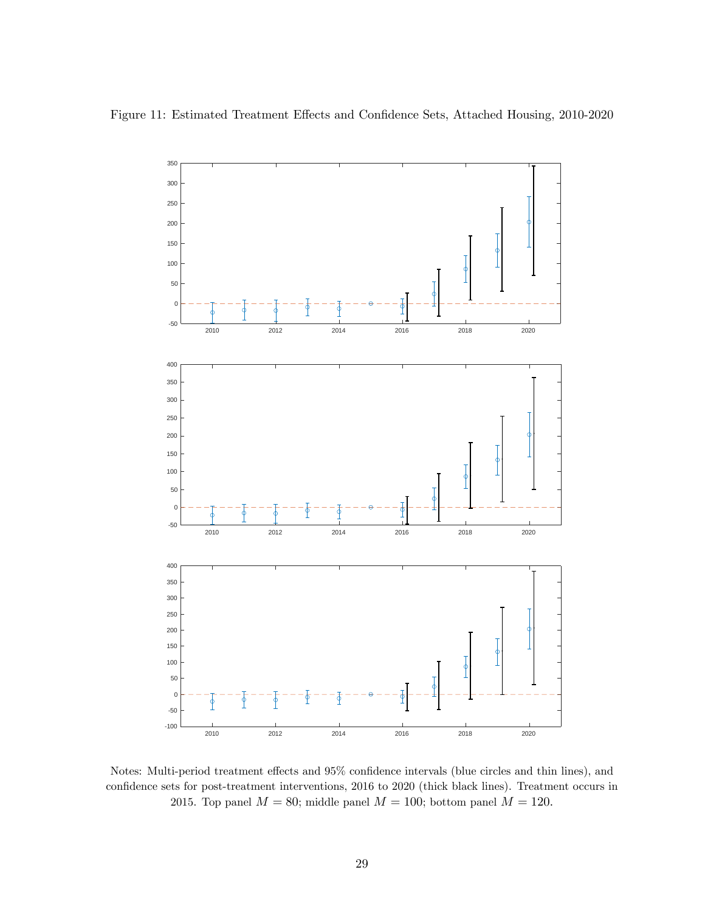Figure 11: Estimated Treatment Effects and Confidence Sets, Attached Housing, 2010-2020

Notes: Multi-period treatment effects and 95% confidence intervals (blue circles and thin lines), and confidence sets for post-treatment interventions, 2016 to 2020 (thick black lines). Treatment occurs in 2015. Top panel $M = 80$; middle panel $M = 100$; bottom panel $M = 120$.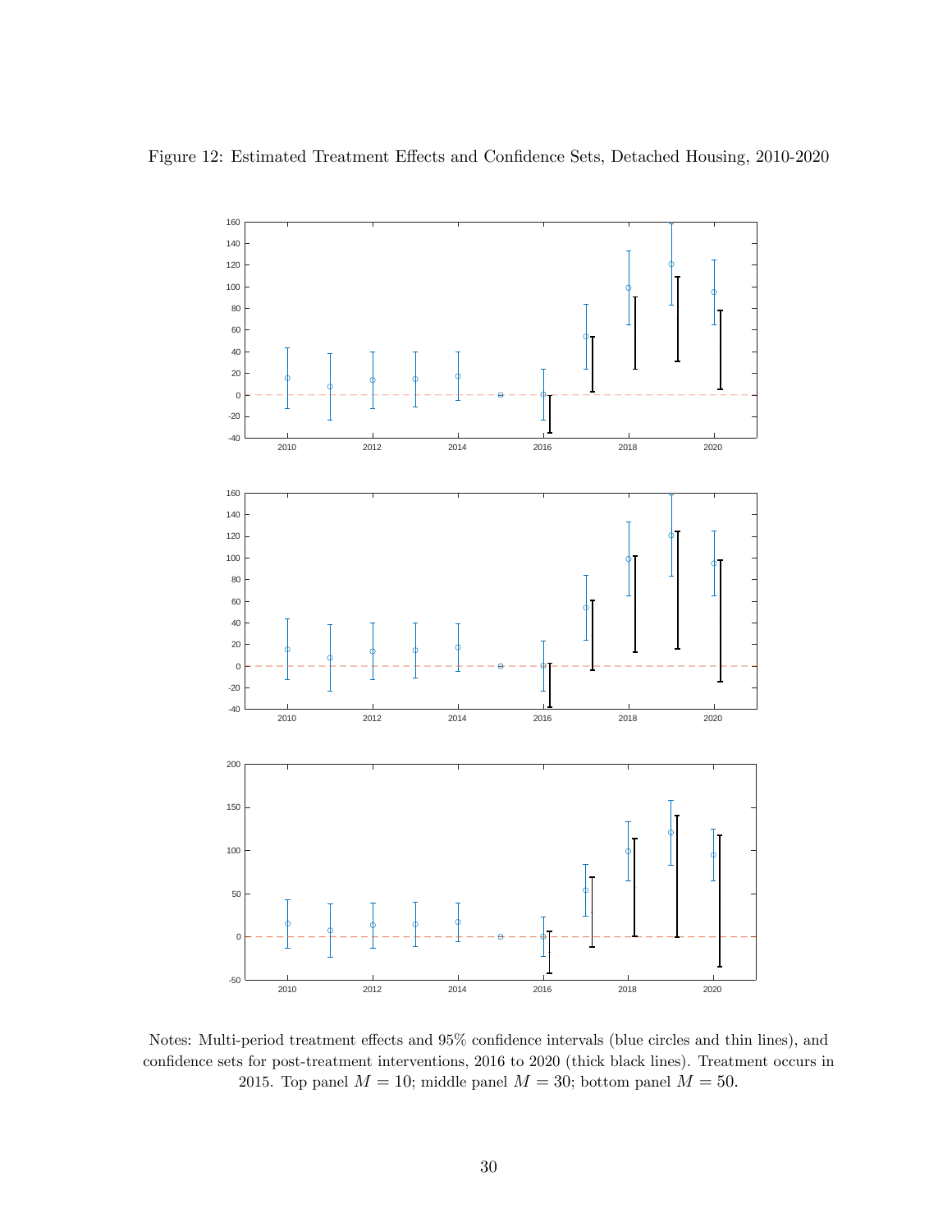Figure 12: Estimated Treatment Effects and Confidence Sets, Detached Housing, 2010-2020

Notes: Multi-period treatment effects and 95% confidence intervals (blue circles and thin lines), and confidence sets for post-treatment interventions, 2016 to 2020 (thick black lines). Treatment occurs in 2015. Top panel $M = 10$; middle panel $M = 30$; bottom panel $M = 50$.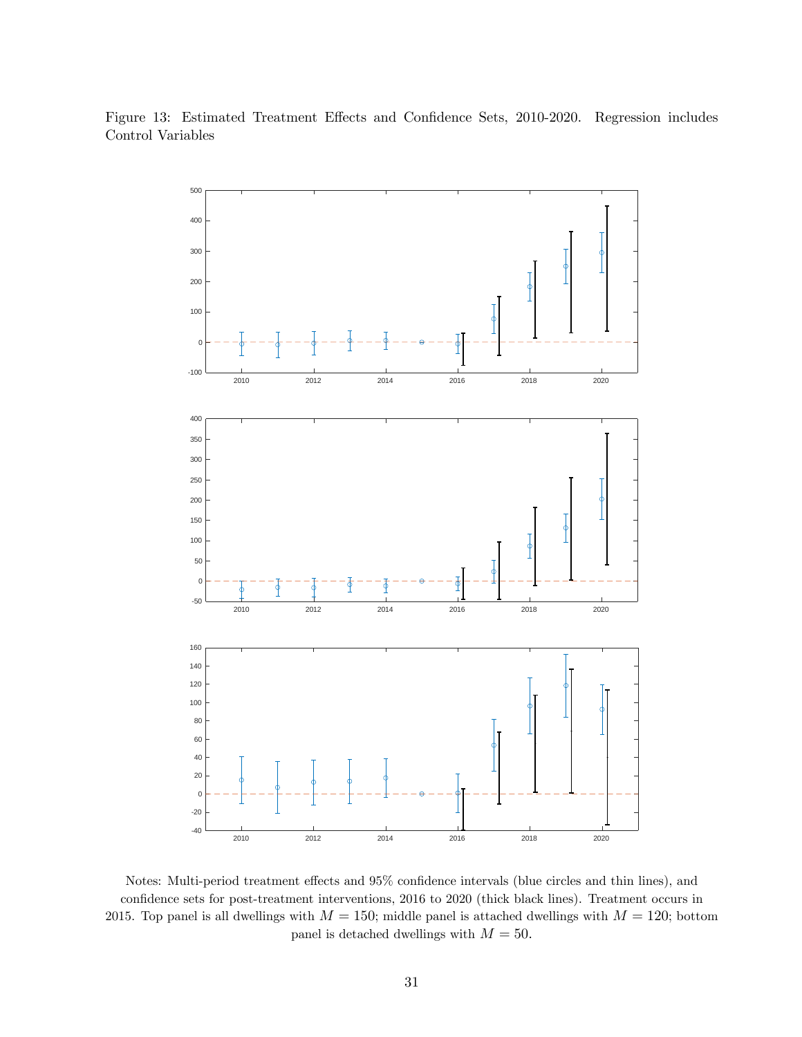Figure 13: Estimated Treatment Effects and Confidence Sets, 2010-2020. Regression includes Control Variables

Notes: Multi-period treatment effects and 95% confidence intervals (blue circles and thin lines), and confidence sets for post-treatment interventions, 2016 to 2020 (thick black lines). Treatment occurs in 2015. Top panel is all dwellings with $M = 150$; middle panel is attached dwellings with $M = 120$; bottom panel is detached dwellings with $M = 50$.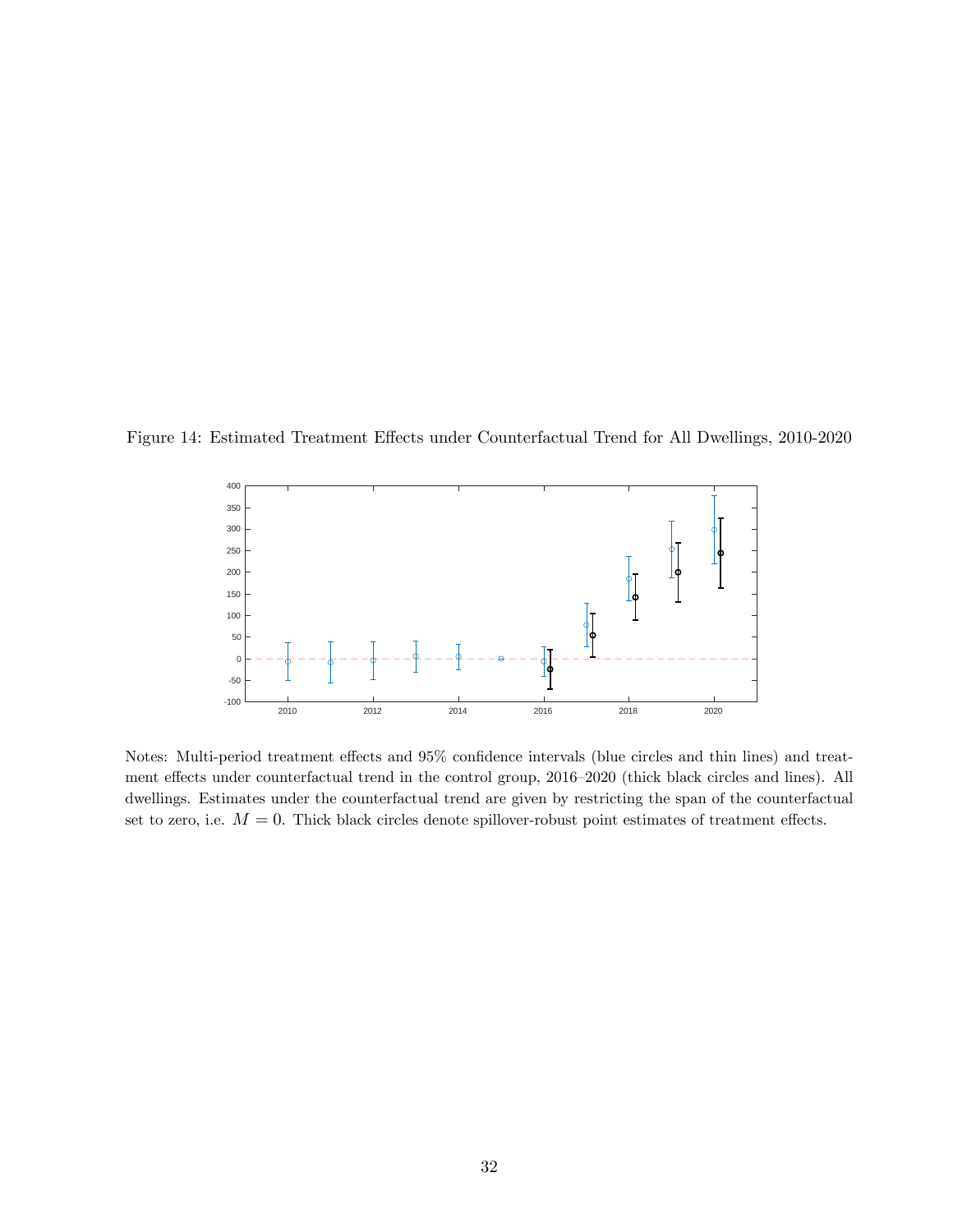Figure 14: Estimated Treatment Effects under Counterfactual Trend for All Dwellings, 2010-2020

Notes: Multi-period treatment effects and 95% confidence intervals (blue circles and thin lines) and treatment effects under counterfactual trend in the control group, 2016–2020 (thick black circles and lines). All dwellings. Estimates under the counterfactual trend are given by restricting the span of the counterfactual set to zero, i.e. $M = 0$. Thick black circles denote spillover-robust point estimates of treatment effects.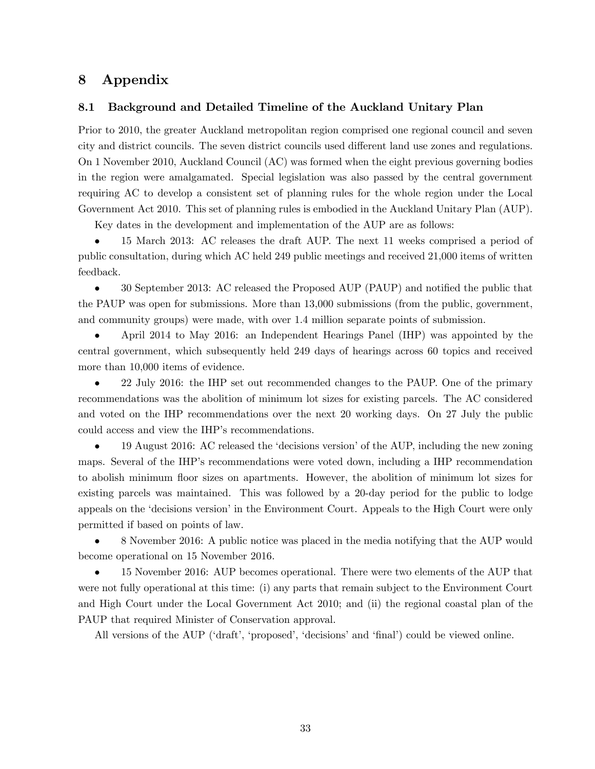# 8 Appendix

## 8.1 Background and Detailed Timeline of the Auckland Unitary Plan

Prior to 2010, the greater Auckland metropolitan region comprised one regional council and seven city and district councils. The seven district councils used different land use zones and regulations. On 1 November 2010, Auckland Council (AC) was formed when the eight previous governing bodies in the region were amalgamated. Special legislation was also passed by the central government requiring AC to develop a consistent set of planning rules for the whole region under the Local Government Act 2010. This set of planning rules is embodied in the Auckland Unitary Plan (AUP).

Key dates in the development and implementation of the AUP are as follows:

- 15 March 2013: AC releases the draft AUP. The next 11 weeks comprised a period of public consultation, during which AC held 249 public meetings and received 21,000 items of written feedback.
- 30 September 2013: AC released the Proposed AUP (PAUP) and notified the public that the PAUP was open for submissions. More than 13,000 submissions (from the public, government, and community groups) were made, with over 1.4 million separate points of submission.
- April 2014 to May 2016: an Independent Hearings Panel (IHP) was appointed by the central government, which subsequently held 249 days of hearings across 60 topics and received more than 10,000 items of evidence.
- 22 July 2016: the IHP set out recommended changes to the PAUP. One of the primary recommendations was the abolition of minimum lot sizes for existing parcels. The AC considered and voted on the IHP recommendations over the next 20 working days. On 27 July the public could access and view the IHP's recommendations.
- 19 August 2016: AC released the 'decisions version' of the AUP, including the new zoning maps. Several of the IHP's recommendations were voted down, including a IHP recommendation to abolish minimum floor sizes on apartments. However, the abolition of minimum lot sizes for existing parcels was maintained. This was followed by a 20-day period for the public to lodge appeals on the 'decisions version' in the Environment Court. Appeals to the High Court were only permitted if based on points of law.
- 8 November 2016: A public notice was placed in the media notifying that the AUP would become operational on 15 November 2016.
- 15 November 2016: AUP becomes operational. There were two elements of the AUP that were not fully operational at this time: (i) any parts that remain subject to the Environment Court and High Court under the Local Government Act 2010; and (ii) the regional coastal plan of the PAUP that required Minister of Conservation approval.

All versions of the AUP ('draft', 'proposed', 'decisions' and 'final') could be viewed online.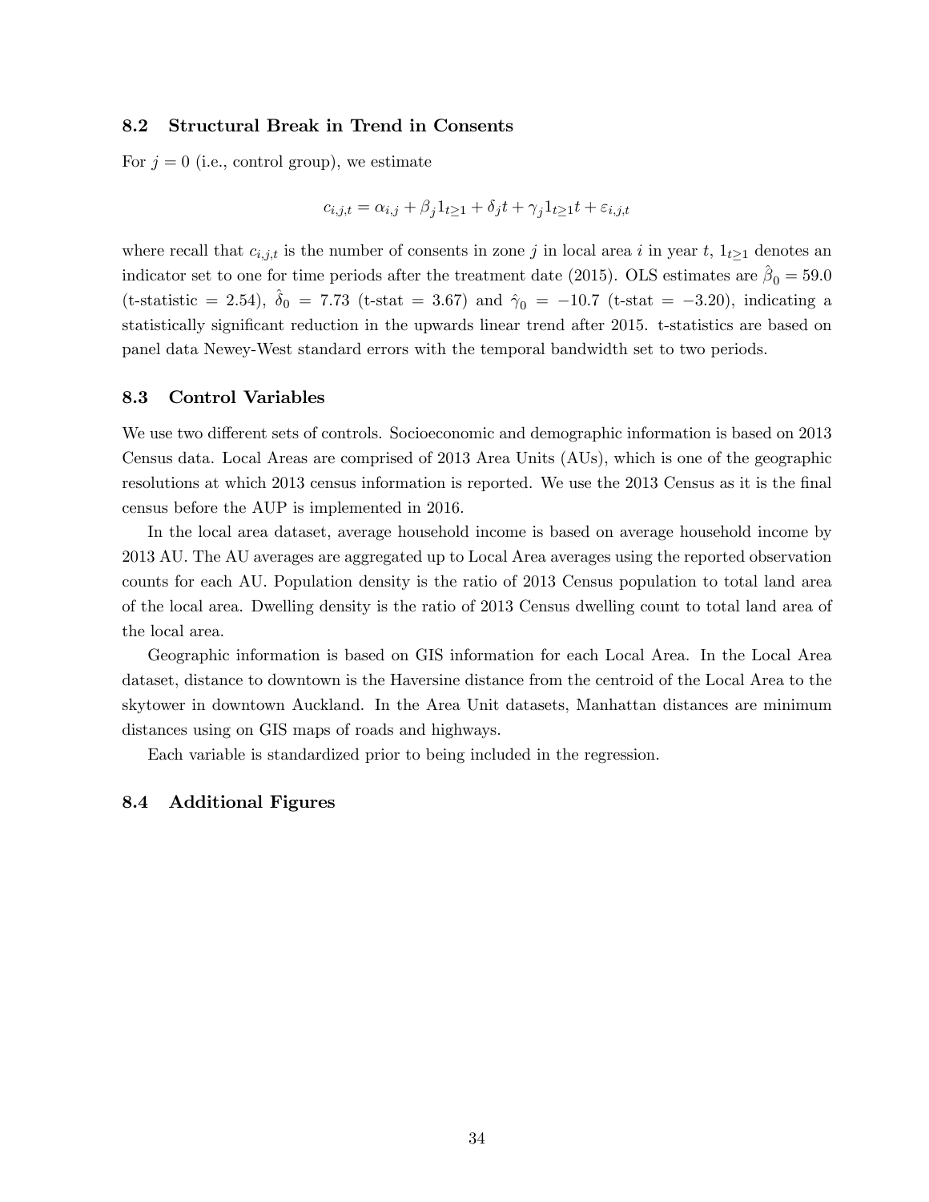## 8.2 Structural Break in Trend in Consents

For $j = 0$ (i.e., control group), we estimate

$$c_{i,j,t} = \alpha_{i,j} + \beta_j 1_{t \geq 1} + \delta_j t + \gamma_j 1_{t \geq 1} t + \varepsilon_{i,j,t}$$

where recall that $c_{i,j,t}$ is the number of consents in zone $j$ in local area $i$ in year $t$, $1_{t \geq 1}$ denotes an indicator set to one for time periods after the treatment date (2015). OLS estimates are $\hat{\beta}_0 = 59.0$ (t-statistic = 2.54), $\hat{\delta}_0 = 7.73$ (t-stat = 3.67) and $\hat{\gamma}_0 = -10.7$ (t-stat = $-3.20$), indicating a statistically significant reduction in the upwards linear trend after 2015. t-statistics are based on panel data Newey-West standard errors with the temporal bandwidth set to two periods.

## 8.3 Control Variables

We use two different sets of controls. Socioeconomic and demographic information is based on 2013 Census data. Local Areas are comprised of 2013 Area Units (AUs), which is one of the geographic resolutions at which 2013 census information is reported. We use the 2013 Census as it is the final census before the AUP is implemented in 2016.

In the local area dataset, average household income is based on average household income by 2013 AU. The AU averages are aggregated up to Local Area averages using the reported observation counts for each AU. Population density is the ratio of 2013 Census population to total land area of the local area. Dwelling density is the ratio of 2013 Census dwelling count to total land area of the local area.

Geographic information is based on GIS information for each Local Area. In the Local Area dataset, distance to downtown is the Haversine distance from the centroid of the Local Area to the skytower in downtown Auckland. In the Area Unit datasets, Manhattan distances are minimum distances using on GIS maps of roads and highways.

Each variable is standardized prior to being included in the regression.

## 8.4 Additional Figures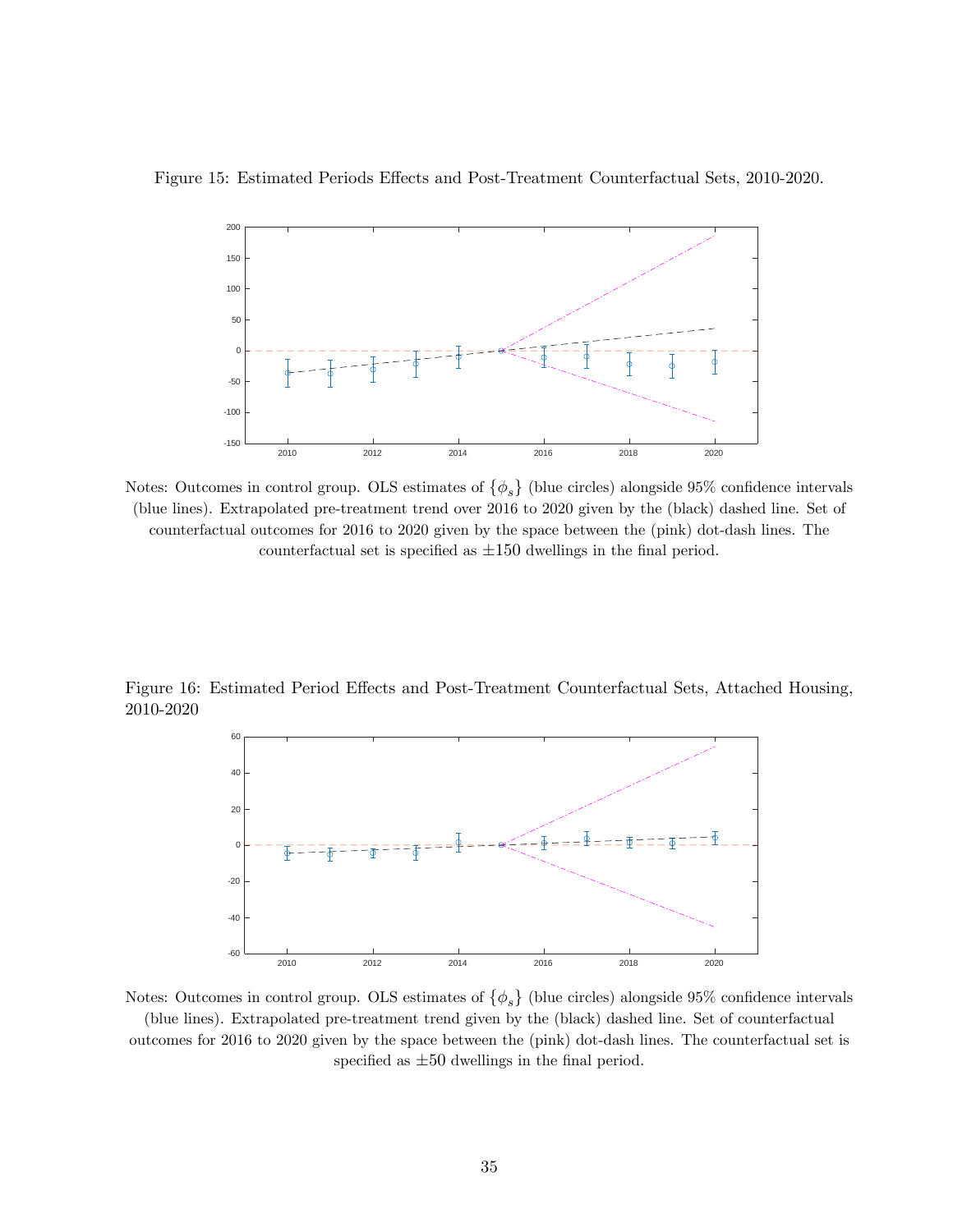Figure 15: Estimated Periods Effects and Post-Treatment Counterfactual Sets, 2010-2020.

Notes: Outcomes in control group. OLS estimates of $\{\phi_s\}$ (blue circles) alongside 95% confidence intervals (blue lines). Extrapolated pre-treatment trend over 2016 to 2020 given by the (black) dashed line. Set of counterfactual outcomes for 2016 to 2020 given by the space between the (pink) dot-dash lines. The counterfactual set is specified as $\pm 150$ dwellings in the final period.

Figure 16: Estimated Period Effects and Post-Treatment Counterfactual Sets, Attached Housing, 2010-2020

Notes: Outcomes in control group. OLS estimates of $\{\phi_s\}$ (blue circles) alongside 95% confidence intervals (blue lines). Extrapolated pre-treatment trend given by the (black) dashed line. Set of counterfactual outcomes for 2016 to 2020 given by the space between the (pink) dot-dash lines. The counterfactual set is specified as $\pm 50$ dwellings in the final period.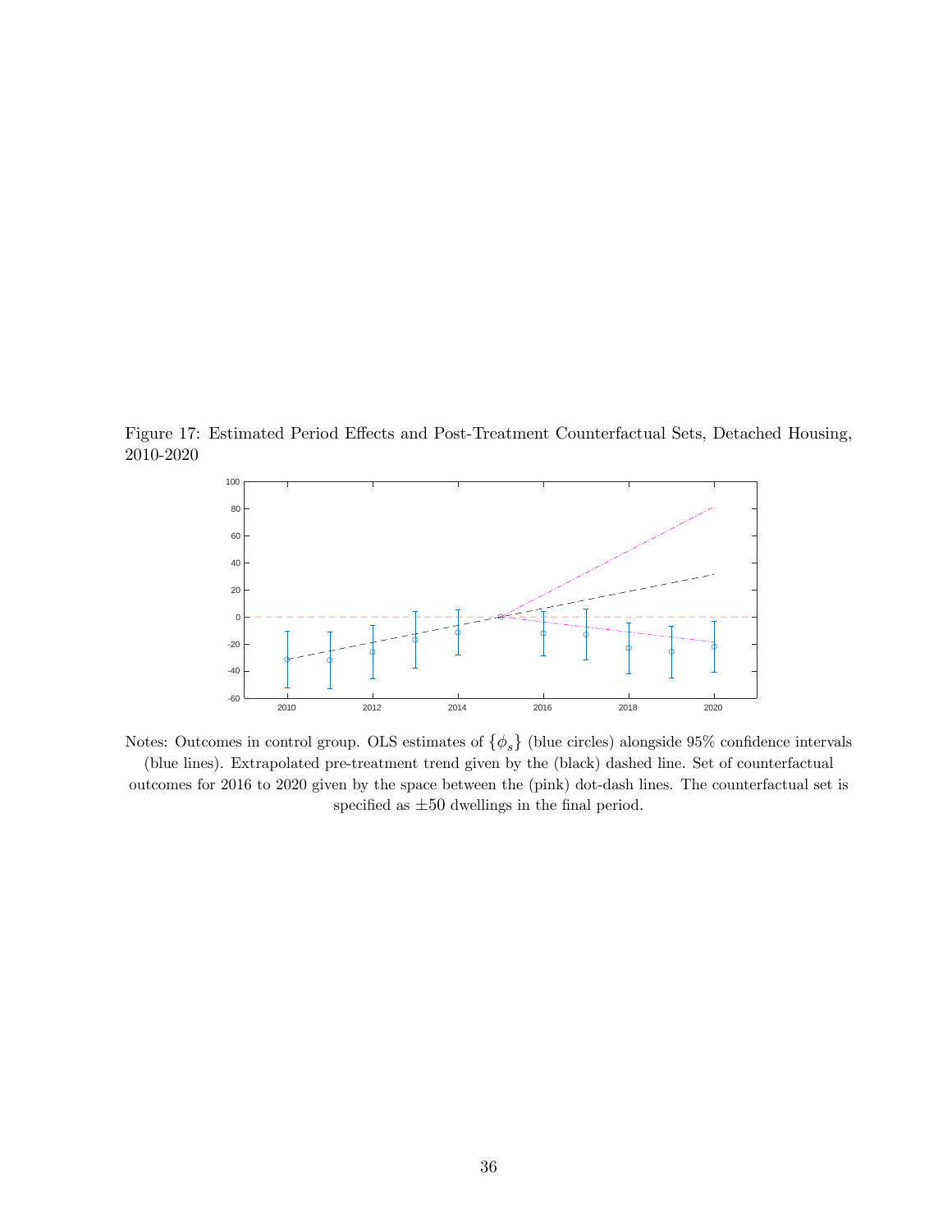Figure 17: Estimated Period Effects and Post-Treatment Counterfactual Sets, Detached Housing, 2010-2020

Notes: Outcomes in control group. OLS estimates of $\{\phi_s\}$ (blue circles) alongside 95% confidence intervals (blue lines). Extrapolated pre-treatment trend given by the (black) dashed line. Set of counterfactual outcomes for 2016 to 2020 given by the space between the (pink) dot-dash lines. The counterfactual set is specified as $\pm 50$ dwellings in the final period.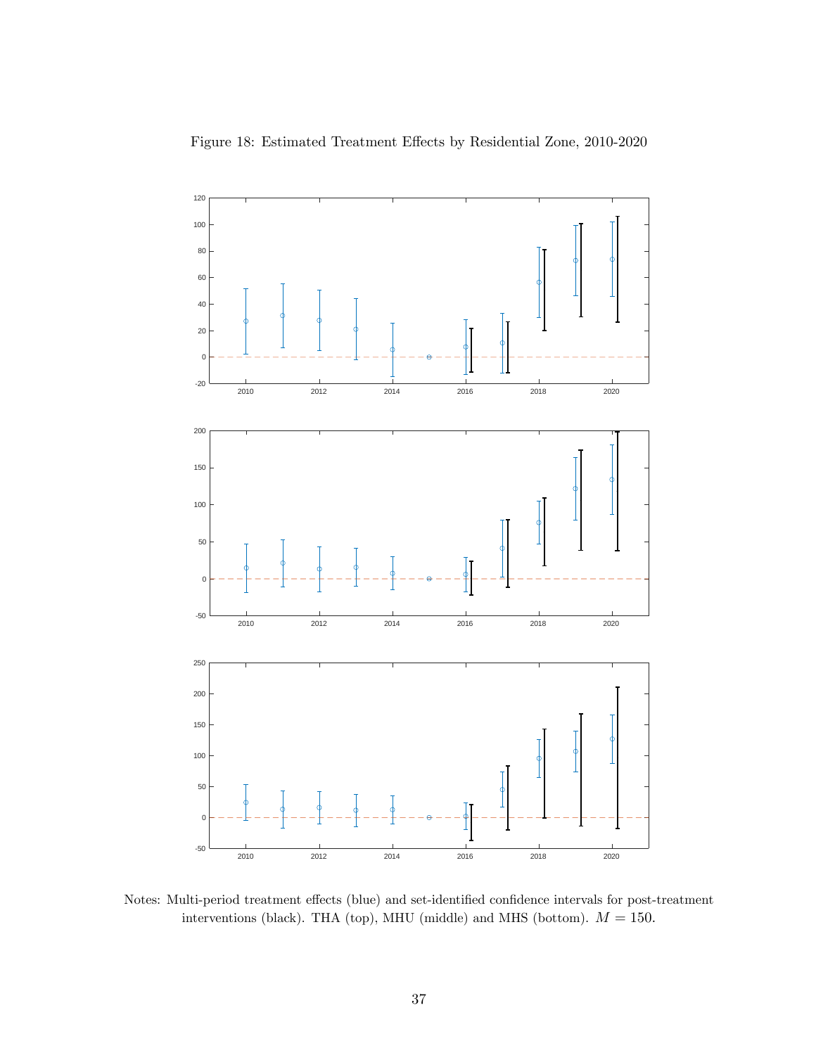Figure 18: Estimated Treatment Effects by Residential Zone, 2010-2020

Notes: Multi-period treatment effects (blue) and set-identified confidence intervals for post-treatment interventions (black). THA (top), MHU (middle) and MHS (bottom). $M = 150$.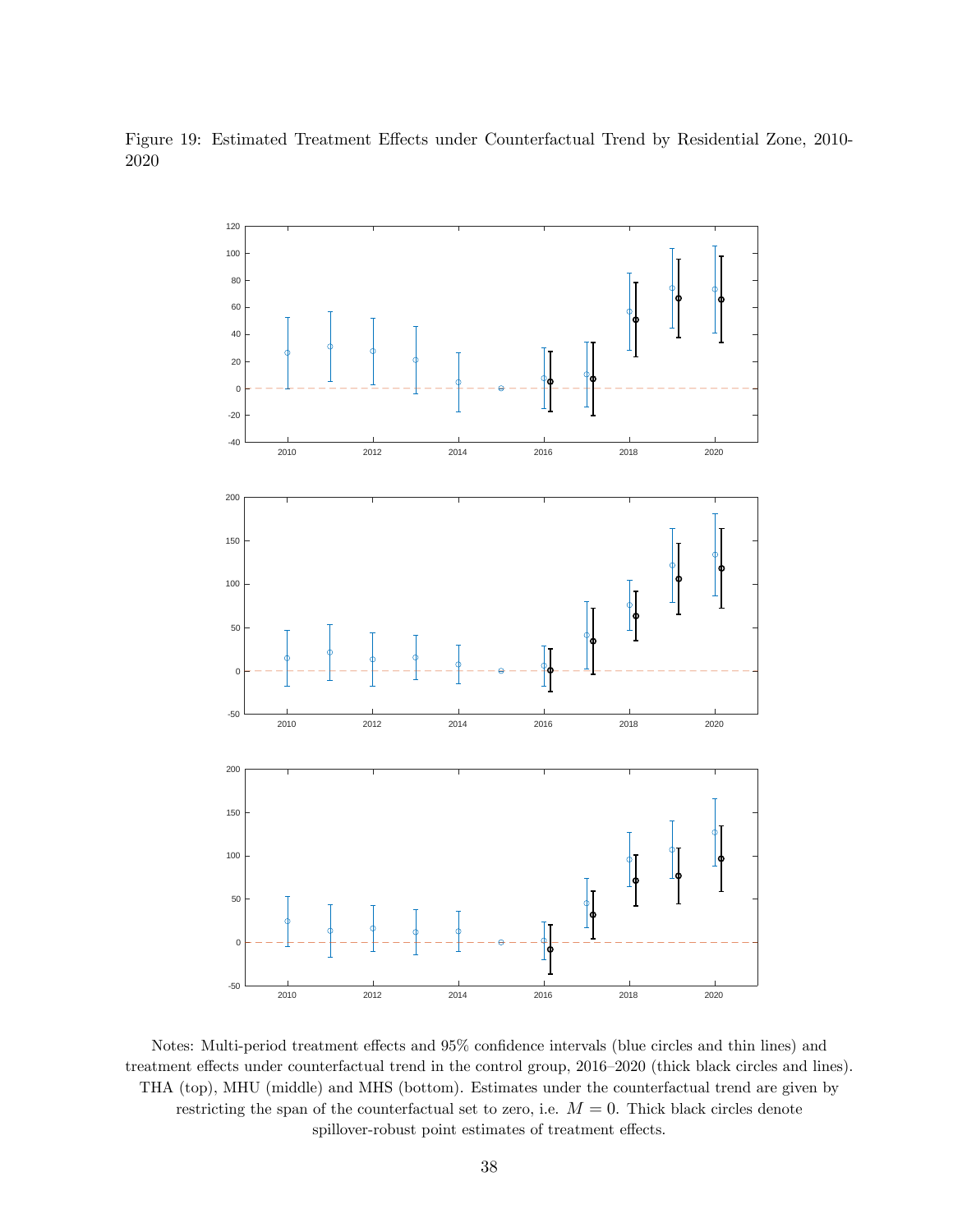Figure 19: Estimated Treatment Effects under Counterfactual Trend by Residential Zone, 2010-2020

Notes: Multi-period treatment effects and 95% confidence intervals (blue circles and thin lines) and treatment effects under counterfactual trend in the control group, 2016–2020 (thick black circles and lines). THA (top), MHU (middle) and MHS (bottom). Estimates under the counterfactual trend are given by restricting the span of the counterfactual set to zero, i.e. $M = 0$. Thick black circles denote spillover-robust point estimates of treatment effects.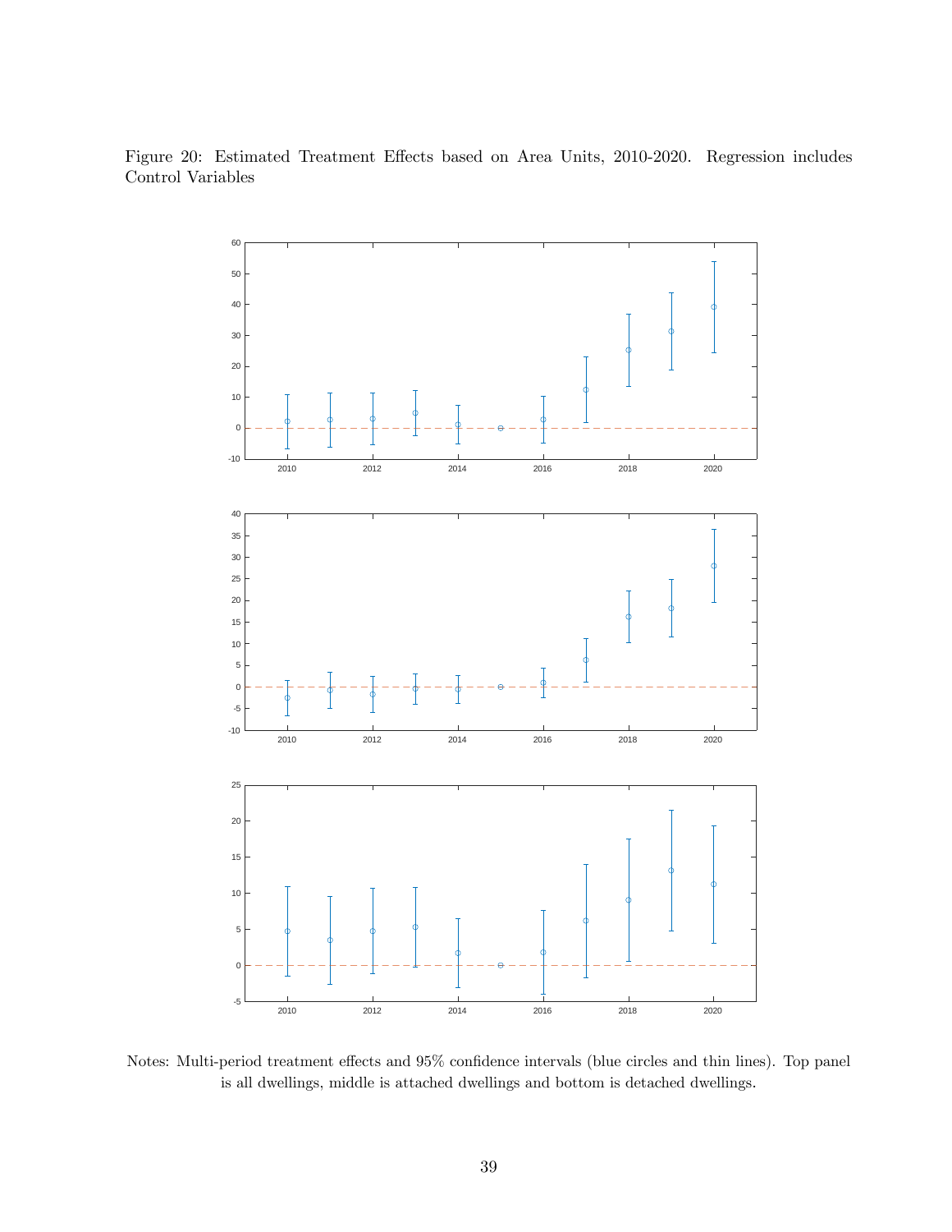Figure 20: Estimated Treatment Effects based on Area Units, 2010-2020. Regression includes Control Variables

Notes: Multi-period treatment effects and 95% confidence intervals (blue circles and thin lines). Top panel is all dwellings, middle is attached dwellings and bottom is detached dwellings.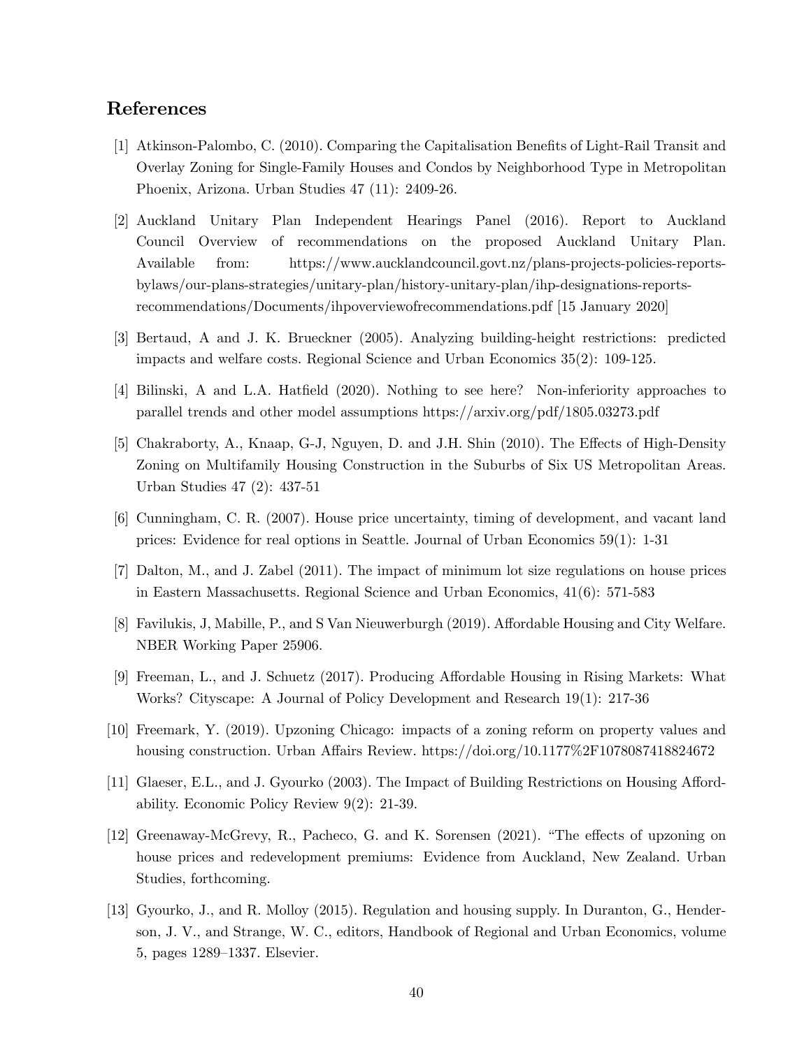## References

[1] Atkinson-Palombo, C. (2010). Comparing the Capitalisation Benefits of Light-Rail Transit and Overlay Zoning for Single-Family Houses and Condos by Neighborhood Type in Metropolitan Phoenix, Arizona. Urban Studies 47 (11): 2409-26.

[2] Auckland Unitary Plan Independent Hearings Panel (2016). Report to Auckland Council Overview of recommendations on the proposed Auckland Unitary Plan. Available from: https://www.aucklandcouncil.govt.nz/plans-projects-policies-reports-bylaws/our-plans-strategies/unitary-plan/history-unitary-plan/ihp-designations-reports-recommendations/Documents/ihpoverviewofrecommendations.pdf [15 January 2020]

[3] Bertaud, A and J. K. Brueckner (2005). Analyzing building-height restrictions: predicted impacts and welfare costs. Regional Science and Urban Economics 35(2): 109-125.

[4] Bilinski, A and L.A. Hatfield (2020). Nothing to see here? Non-inferiority approaches to parallel trends and other model assumptions https://arxiv.org/pdf/1805.03273.pdf

[5] Chakraborty, A., Knaap, G-J, Nguyen, D. and J.H. Shin (2010). The Effects of High-Density Zoning on Multifamily Housing Construction in the Suburbs of Six US Metropolitan Areas. Urban Studies 47 (2): 437-51

[6] Cunningham, C. R. (2007). House price uncertainty, timing of development, and vacant land prices: Evidence for real options in Seattle. Journal of Urban Economics 59(1): 1-31

[7] Dalton, M., and J. Zabel (2011). The impact of minimum lot size regulations on house prices in Eastern Massachusetts. Regional Science and Urban Economics, 41(6): 571-583

[8] Favilukis, J, Mabille, P., and S Van Nieuwerburgh (2019). Affordable Housing and City Welfare. NBER Working Paper 25906.

[9] Freeman, L., and J. Schuetz (2017). Producing Affordable Housing in Rising Markets: What Works? Cityscape: A Journal of Policy Development and Research 19(1): 217-36

[10] Freemark, Y. (2019). Upzoning Chicago: impacts of a zoning reform on property values and housing construction. Urban Affairs Review. https://doi.org/10.1177%2F1078087418824672

[11] Glaeser, E.L., and J. Gyourko (2003). The Impact of Building Restrictions on Housing Affordability. Economic Policy Review 9(2): 21-39.

[12] Greenaway-McGrevy, R., Pacheco, G. and K. Sorensen (2021). "The effects of upzoning on house prices and redevelopment premiums: Evidence from Auckland, New Zealand. Urban Studies, forthcoming.

[13] Gyourko, J., and R. Molloy (2015). Regulation and housing supply. In Duranton, G., Henderson, J. V., and Strange, W. C., editors, Handbook of Regional and Urban Economics, volume 5, pages 1289–1337. Elsevier.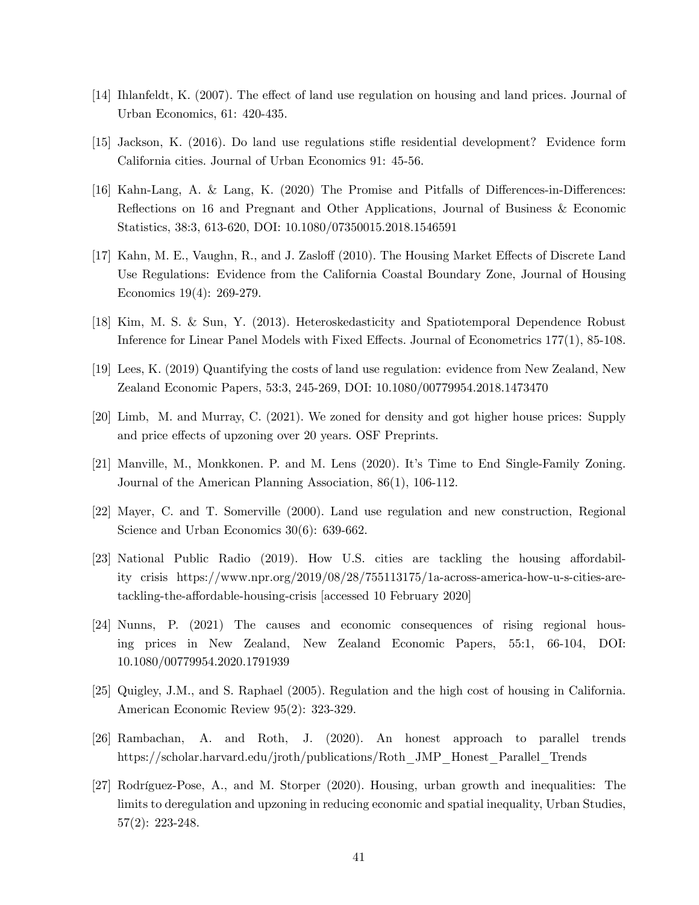[14] Ihlanfeldt, K. (2007). The effect of land use regulation on housing and land prices. Journal of Urban Economics, 61: 420-435.

[15] Jackson, K. (2016). Do land use regulations stifle residential development? Evidence form California cities. Journal of Urban Economics 91: 45-56.

[16] Kahn-Lang, A. & Lang, K. (2020) The Promise and Pitfalls of Differences-in-Differences: Reflections on 16 and Pregnant and Other Applications, Journal of Business & Economic Statistics, 38:3, 613-620, DOI: 10.1080/07350015.2018.1546591

[17] Kahn, M. E., Vaughn, R., and J. Zasloff (2010). The Housing Market Effects of Discrete Land Use Regulations: Evidence from the California Coastal Boundary Zone, Journal of Housing Economics 19(4): 269-279.

[18] Kim, M. S. & Sun, Y. (2013). Heteroskedasticity and Spatiotemporal Dependence Robust Inference for Linear Panel Models with Fixed Effects. Journal of Econometrics 177(1), 85-108.

[19] Lees, K. (2019) Quantifying the costs of land use regulation: evidence from New Zealand, New Zealand Economic Papers, 53:3, 245-269, DOI: 10.1080/00779954.2018.1473470

[20] Limb, M. and Murray, C. (2021). We zoned for density and got higher house prices: Supply and price effects of upzoning over 20 years. OSF Preprints.

[21] Manville, M., Monkkonen. P. and M. Lens (2020). It's Time to End Single-Family Zoning. Journal of the American Planning Association, 86(1), 106-112.

[22] Mayer, C. and T. Somerville (2000). Land use regulation and new construction, Regional Science and Urban Economics 30(6): 639-662.

[23] National Public Radio (2019). How U.S. cities are tackling the housing affordability crisis https://www.npr.org/2019/08/28/755113175/1a-across-america-how-u-s-cities-are-tackling-the-affordable-housing-crisis [accessed 10 February 2020]

[24] Nunns, P. (2021) The causes and economic consequences of rising regional housing prices in New Zealand, New Zealand Economic Papers, 55:1, 66-104, DOI: 10.1080/00779954.2020.1791939

[25] Quigley, J.M., and S. Raphael (2005). Regulation and the high cost of housing in California. American Economic Review 95(2): 323-329.

[26] Rambachan, A. and Roth, J. (2020). An honest approach to parallel trends https://scholar.harvard.edu/jroth/publications/Roth_JMP_Honest_Parallel_Trends

[27] Rodríguez-Pose, A., and M. Storper (2020). Housing, urban growth and inequalities: The limits to deregulation and upzoning in reducing economic and spatial inequality, Urban Studies, 57(2): 223-248.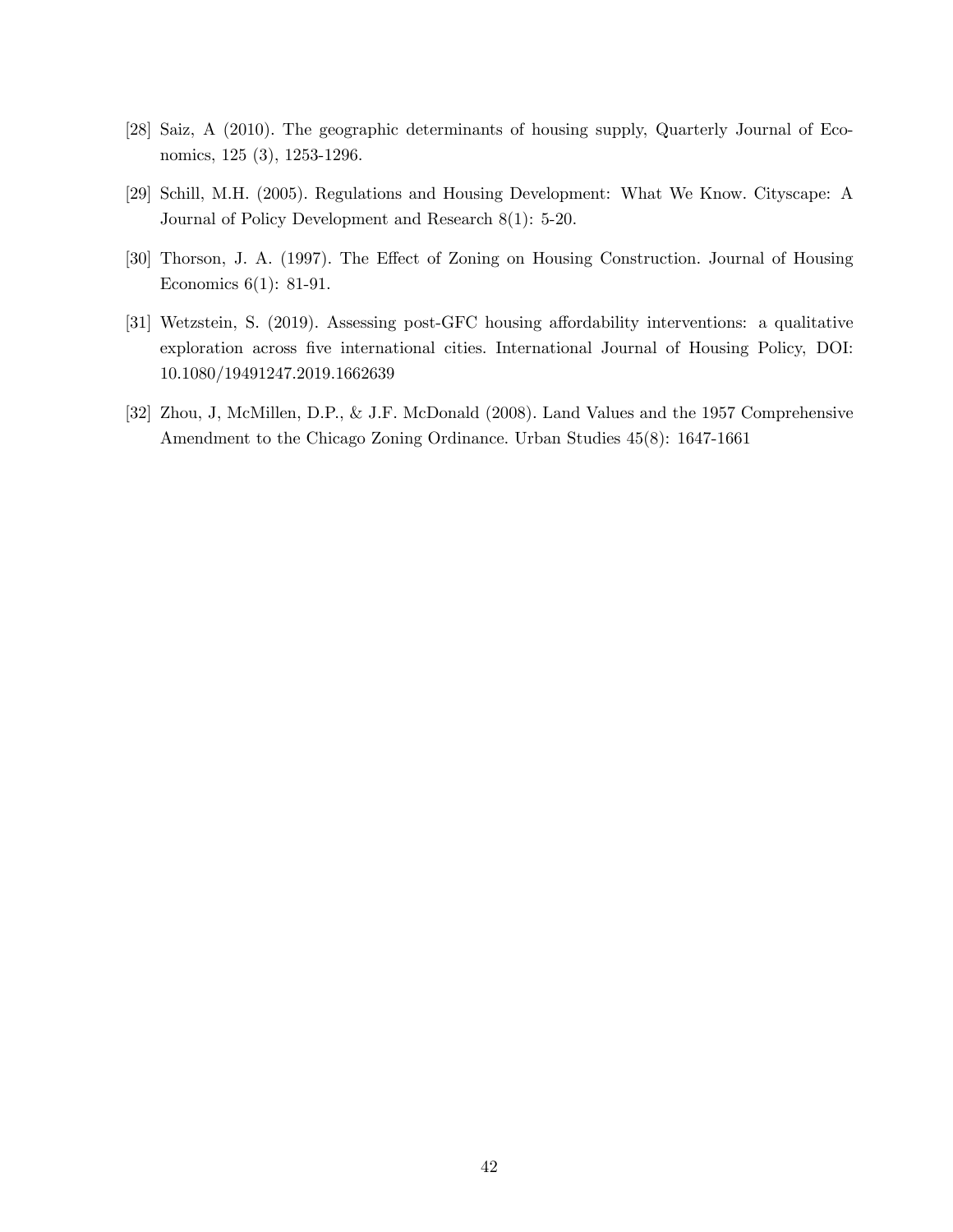[28] Saiz, A (2010). The geographic determinants of housing supply, Quarterly Journal of Economics, 125 (3), 1253-1296.

[29] Schill, M.H. (2005). Regulations and Housing Development: What We Know. Cityscape: A Journal of Policy Development and Research 8(1): 5-20.

[30] Thorson, J. A. (1997). The Effect of Zoning on Housing Construction. Journal of Housing Economics 6(1): 81-91.

[31] Wetzstein, S. (2019). Assessing post-GFC housing affordability interventions: a qualitative exploration across five international cities. International Journal of Housing Policy, DOI: 10.1080/19491247.2019.1662639

[32] Zhou, J, McMillen, D.P., & J.F. McDonald (2008). Land Values and the 1957 Comprehensive Amendment to the Chicago Zoning Ordinance. Urban Studies 45(8): 1647-1661